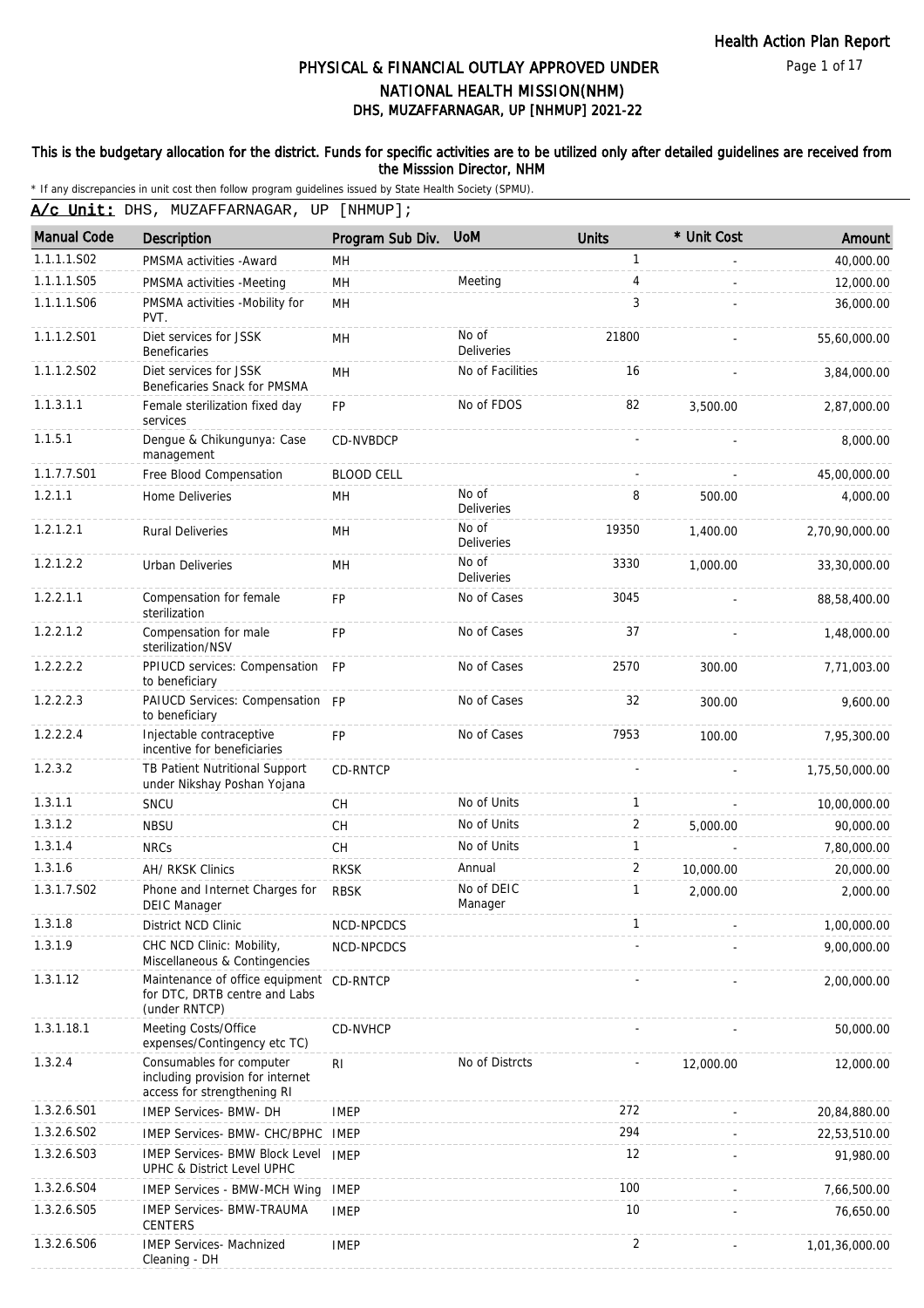# PHYSICAL & FINANCIAL OUTLAY APPROVED UNDER NATIONAL HEALTH MISSION(NHM)

## DHS, MUZAFFARNAGAR, UP [NHMUP] 2021-22

**This is the budgetary allocation for the district. Funds for specific activities are to be utilized only after detailed guidelines are received from the Misssion Director, NHM**

* If any discrepancies in unit cost then follow program guidelines issued by State Health Society (SPMU).

**A/c Unit:** DHS, MUZAFFARNAGAR, UP [NHMUP];

| Manual Code | Description | Program Sub Div. | UoM | Units | * Unit Cost | Amount |
|---|---|---|---|---|---|---|
| 1.1.1.1.S02 | PMSMA activities -Award | MH | | 1 | - | 40,000.00 |
| 1.1.1.1.S05 | PMSMA activities -Meeting | MH | Meeting | 4 | - | 12,000.00 |
| 1.1.1.1.S06 | PMSMA activities -Mobility for PVT. | MH | | 3 | - | 36,000.00 |
| 1.1.1.2.S01 | Diet services for JSSK Beneficaries | MH | No of Deliveries | 21800 | - | 55,60,000.00 |
| 1.1.1.2.S02 | Diet services for JSSK Beneficaries Snack for PMSMA | MH | No of Facilities | 16 | - | 3,84,000.00 |
| 1.1.3.1.1 | Female sterilization fixed day services | FP | No of FDOS | 82 | 3,500.00 | 2,87,000.00 |
| 1.1.5.1 | Dengue & Chikungunya: Case management | CD-NVBDCP | | - | - | 8,000.00 |
| 1.1.7.7.S01 | Free Blood Compensation | BLOOD CELL | | - | - | 45,00,000.00 |
| 1.2.1.1 | Home Deliveries | MH | No of Deliveries | 8 | 500.00 | 4,000.00 |
| 1.2.1.2.1 | Rural Deliveries | MH | No of Deliveries | 19350 | 1,400.00 | 2,70,90,000.00 |
| 1.2.1.2.2 | Urban Deliveries | MH | No of Deliveries | 3330 | 1,000.00 | 33,30,000.00 |
| 1.2.2.1.1 | Compensation for female sterilization | FP | No of Cases | 3045 | - | 88,58,400.00 |
| 1.2.2.1.2 | Compensation for male sterilization/NSV | FP | No of Cases | 37 | - | 1,48,000.00 |
| 1.2.2.2.2 | PPIUCD services: Compensation to beneficiary | FP | No of Cases | 2570 | 300.00 | 7,71,003.00 |
| 1.2.2.2.3 | PAIUCD Services: Compensation to beneficiary | FP | No of Cases | 32 | 300.00 | 9,600.00 |
| 1.2.2.2.4 | Injectable contraceptive incentive for beneficiaries | FP | No of Cases | 7953 | 100.00 | 7,95,300.00 |
| 1.2.3.2 | TB Patient Nutritional Support under Nikshay Poshan Yojana | CD-RNTCP | | - | - | 1,75,50,000.00 |
| 1.3.1.1 | SNCU | CH | No of Units | 1 | - | 10,00,000.00 |
| 1.3.1.2 | NBSU | CH | No of Units | 2 | 5,000.00 | 90,000.00 |
| 1.3.1.4 | NRCs | CH | No of Units | 1 | - | 7,80,000.00 |
| 1.3.1.6 | AH/ RKSK Clinics | RKSK | Annual | 2 | 10,000.00 | 20,000.00 |
| 1.3.1.7.S02 | Phone and Internet Charges for DEIC Manager | RBSK | No of DEIC Manager | 1 | 2,000.00 | 2,000.00 |
| 1.3.1.8 | District NCD Clinic | NCD-NPCDCS | | 1 | - | 1,00,000.00 |
| 1.3.1.9 | CHC NCD Clinic: Mobility, Miscellaneous & Contingencies | NCD-NPCDCS | | - | - | 9,00,000.00 |
| 1.3.1.12 | Maintenance of office equipment for DTC, DRTB centre and Labs (under RNTCP) | CD-RNTCP | | - | - | 2,00,000.00 |
| 1.3.1.18.1 | Meeting Costs/Office expenses/Contingency etc TC) | CD-NVHCP | | - | - | 50,000.00 |
| 1.3.2.4 | Consumables for computer including provision for internet access for strengthening RI | RI | No of Distrcts | - | 12,000.00 | 12,000.00 |
| 1.3.2.6.S01 | IMEP Services- BMW- DH | IMEP | | 272 | - | 20,84,880.00 |
| 1.3.2.6.S02 | IMEP Services- BMW- CHC/BPHC | IMEP | | 294 | - | 22,53,510.00 |
| 1.3.2.6.S03 | IMEP Services- BMW Block Level UPHC & District Level UPHC | IMEP | | 12 | - | 91,980.00 |
| 1.3.2.6.S04 | IMEP Services - BMW-MCH Wing | IMEP | | 100 | - | 7,66,500.00 |
| 1.3.2.6.S05 | IMEP Services- BMW-TRAUMA CENTERS | IMEP | | 10 | - | 76,650.00 |
| 1.3.2.6.S06 | IMEP Services- Machnized Cleaning - DH | IMEP | | 2 | - | 1,01,36,000.00 |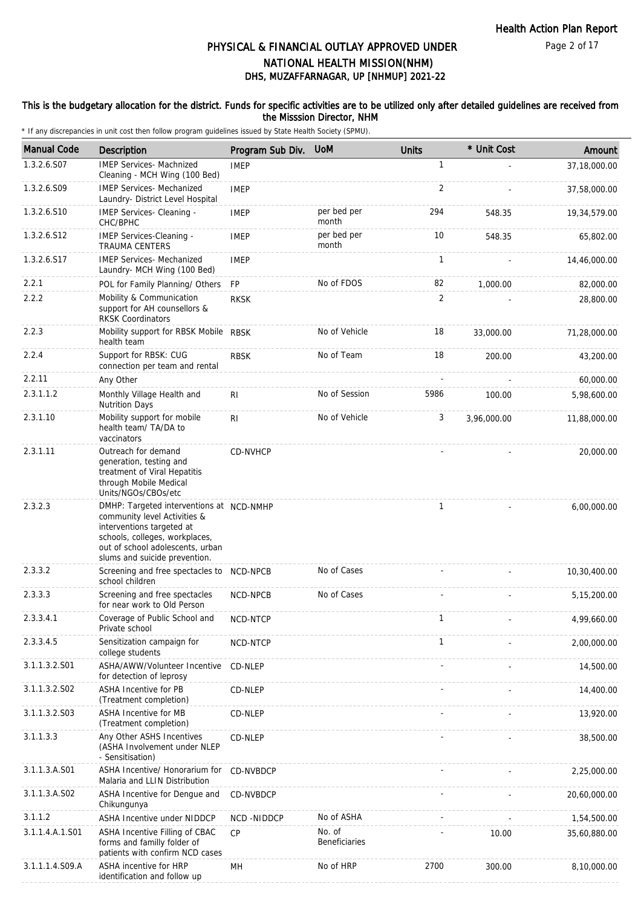# PHYSICAL & FINANCIAL OUTLAY APPROVED UNDER NATIONAL HEALTH MISSION(NHM)

## DHS, MUZAFFARNAGAR, UP [NHMUP] 2021-22

**This is the budgetary allocation for the district. Funds for specific activities are to be utilized only after detailed guidelines are received from the Misssion Director, NHM**

\* If any discrepancies in unit cost then follow program guidelines issued by State Health Society (SPMU).

| Manual Code | Description | Program Sub Div. | UoM | Units | * Unit Cost | Amount |
|---|---|---|---|---|---|---|
| 1.3.2.6.S07 | IMEP Services- Machnized Cleaning - MCH Wing (100 Bed) | IMEP | | 1 | - | 37,18,000.00 |
| 1.3.2.6.S09 | IMEP Services- Mechanized Laundry- District Level Hospital | IMEP | | 2 | - | 37,58,000.00 |
| 1.3.2.6.S10 | IMEP Services- Cleaning - CHC/BPHC | IMEP | per bed per month | 294 | 548.35 | 19,34,579.00 |
| 1.3.2.6.S12 | IMEP Services-Cleaning - TRAUMA CENTERS | IMEP | per bed per month | 10 | 548.35 | 65,802.00 |
| 1.3.2.6.S17 | IMEP Services- Mechanized Laundry- MCH Wing (100 Bed) | IMEP | | 1 | - | 14,46,000.00 |
| 2.2.1 | POL for Family Planning/ Others | FP | No of FDOS | 82 | 1,000.00 | 82,000.00 |
| 2.2.2 | Mobility & Communication support for AH counsellors & RKSK Coordinators | RKSK | | 2 | - | 28,800.00 |
| 2.2.3 | Mobility support for RBSK Mobile health team | RBSK | No of Vehicle | 18 | 33,000.00 | 71,28,000.00 |
| 2.2.4 | Support for RBSK: CUG connection per team and rental | RBSK | No of Team | 18 | 200.00 | 43,200.00 |
| 2.2.11 | Any Other | | | - | - | 60,000.00 |
| 2.3.1.1.2 | Monthly Village Health and Nutrition Days | RI | No of Session | 5986 | 100.00 | 5,98,600.00 |
| 2.3.1.10 | Mobility support for mobile health team/ TA/DA to vaccinators | RI | No of Vehicle | 3 | 3,96,000.00 | 11,88,000.00 |
| 2.3.1.11 | Outreach for demand generation, testing and treatment of Viral Hepatitis through Mobile Medical Units/NGOs/CBOs/etc | CD-NVHCP | | - | - | 20,000.00 |
| 2.3.2.3 | DMHP: Targeted interventions at community level Activities & interventions targeted at schools, colleges, workplaces, out of school adolescents, urban slums and suicide prevention. | NCD-NMHP | | 1 | - | 6,00,000.00 |
| 2.3.3.2 | Screening and free spectacles to school children | NCD-NPCB | No of Cases | - | - | 10,30,400.00 |
| 2.3.3.3 | Screening and free spectacles for near work to Old Person | NCD-NPCB | No of Cases | - | - | 5,15,200.00 |
| 2.3.3.4.1 | Coverage of Public School and Private school | NCD-NTCP | | 1 | - | 4,99,660.00 |
| 2.3.3.4.5 | Sensitization campaign for college students | NCD-NTCP | | 1 | - | 2,00,000.00 |
| 3.1.1.3.2.S01 | ASHA/AWW/Volunteer Incentive for detection of leprosy | CD-NLEP | | - | - | 14,500.00 |
| 3.1.1.3.2.S02 | ASHA Incentive for PB (Treatment completion) | CD-NLEP | | - | - | 14,400.00 |
| 3.1.1.3.2.S03 | ASHA Incentive for MB (Treatment completion) | CD-NLEP | | - | - | 13,920.00 |
| 3.1.1.3.3 | Any Other ASHS Incentives (ASHA Involvement under NLEP - Sensitisation) | CD-NLEP | | - | - | 38,500.00 |
| 3.1.1.3.A.S01 | ASHA Incentive/ Honorarium for Malaria and LLIN Distribution | CD-NVBDCP | | - | - | 2,25,000.00 |
| 3.1.1.3.A.S02 | ASHA Incentive for Dengue and Chikungunya | CD-NVBDCP | | - | - | 20,60,000.00 |
| 3.1.1.2 | ASHA Incentive under NIDDCP | NCD -NIDDCP | No of ASHA | - | - | 1,54,500.00 |
| 3.1.1.4.A.1.S01 | ASHA Incentive Filling of CBAC forms and familly folder of patients with confirm NCD cases | CP | No. of Beneficiaries | - | 10.00 | 35,60,880.00 |
| 3.1.1.1.4.S09.A | ASHA incentive for HRP identification and follow up | MH | No of HRP | 2700 | 300.00 | 8,10,000.00 |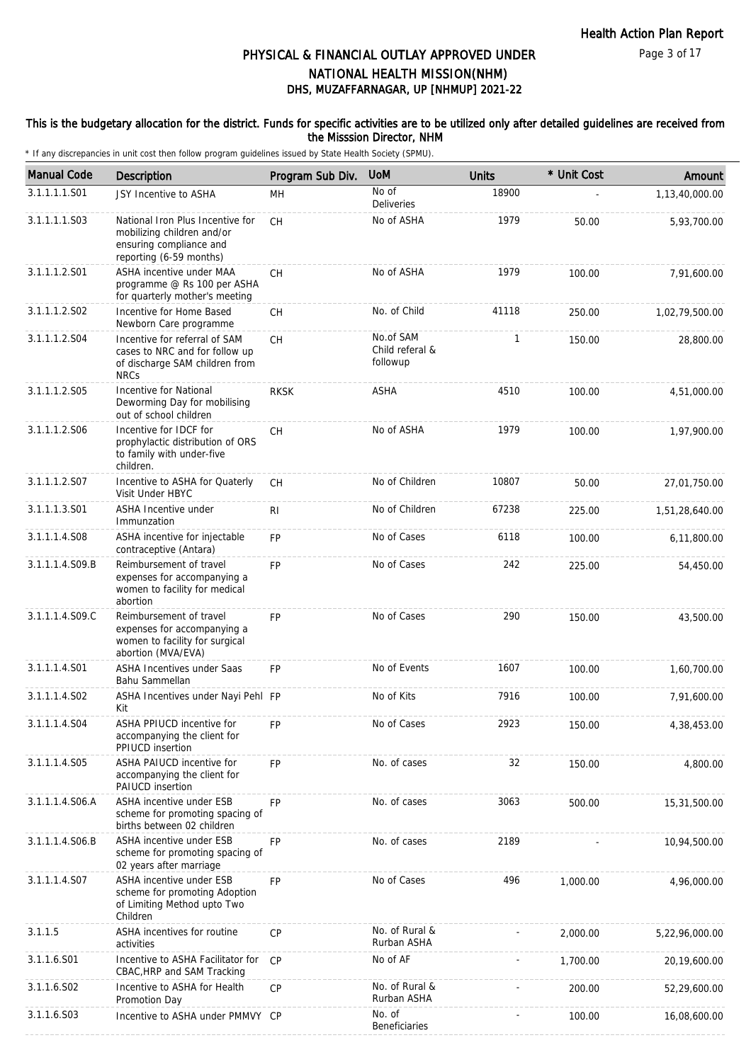# PHYSICAL & FINANCIAL OUTLAY APPROVED UNDER NATIONAL HEALTH MISSION(NHM)
## DHS, MUZAFFARNAGAR, UP [NHMUP] 2021-22

**This is the budgetary allocation for the district. Funds for specific activities are to be utilized only after detailed guidelines are received from the Misssion Director, NHM**

\* If any discrepancies in unit cost then follow program guidelines issued by State Health Society (SPMU).

| Manual Code | Description | Program Sub Div. | UoM | Units | * Unit Cost | Amount |
|---|---|---|---|---|---|---|
| 3.1.1.1.1.S01 | JSY Incentive to ASHA | MH | No of Deliveries | 18900 | - | 1,13,40,000.00 |
| 3.1.1.1.1.S03 | National Iron Plus Incentive for mobilizing children and/or ensuring compliance and reporting (6-59 months) | CH | No of ASHA | 1979 | 50.00 | 5,93,700.00 |
| 3.1.1.1.2.S01 | ASHA incentive under MAA programme @ Rs 100 per ASHA for quarterly mother's meeting | CH | No of ASHA | 1979 | 100.00 | 7,91,600.00 |
| 3.1.1.1.2.S02 | Incentive for Home Based Newborn Care programme | CH | No. of Child | 41118 | 250.00 | 1,02,79,500.00 |
| 3.1.1.1.2.S04 | Incentive for referral of SAM cases to NRC and for follow up of discharge SAM children from NRCs | CH | No.of SAM Child referal & followup | 1 | 150.00 | 28,800.00 |
| 3.1.1.1.2.S05 | Incentive for National Deworming Day for mobilising out of school children | RKSK | ASHA | 4510 | 100.00 | 4,51,000.00 |
| 3.1.1.1.2.S06 | Incentive for IDCF for prophylactic distribution of ORS to family with under-five children. | CH | No of ASHA | 1979 | 100.00 | 1,97,900.00 |
| 3.1.1.1.2.S07 | Incentive to ASHA for Quaterly Visit Under HBYC | CH | No of Children | 10807 | 50.00 | 27,01,750.00 |
| 3.1.1.1.3.S01 | ASHA Incentive under Immunzation | RI | No of Children | 67238 | 225.00 | 1,51,28,640.00 |
| 3.1.1.1.4.S08 | ASHA incentive for injectable contraceptive (Antara) | FP | No of Cases | 6118 | 100.00 | 6,11,800.00 |
| 3.1.1.1.4.S09.B | Reimbursement of travel expenses for accompanying a women to facility for medical abortion | FP | No of Cases | 242 | 225.00 | 54,450.00 |
| 3.1.1.1.4.S09.C | Reimbursement of travel expenses for accompanying a women to facility for surgical abortion (MVA/EVA) | FP | No of Cases | 290 | 150.00 | 43,500.00 |
| 3.1.1.1.4.S01 | ASHA Incentives under Saas Bahu Sammellan | FP | No of Events | 1607 | 100.00 | 1,60,700.00 |
| 3.1.1.1.4.S02 | ASHA Incentives under Nayi Pehl Kit | FP | No of Kits | 7916 | 100.00 | 7,91,600.00 |
| 3.1.1.1.4.S04 | ASHA PPIUCD incentive for accompanying the client for PPIUCD insertion | FP | No of Cases | 2923 | 150.00 | 4,38,453.00 |
| 3.1.1.1.4.S05 | ASHA PAIUCD incentive for accompanying the client for PAIUCD insertion | FP | No. of cases | 32 | 150.00 | 4,800.00 |
| 3.1.1.1.4.S06.A | ASHA incentive under ESB scheme for promoting spacing of births between 02 children | FP | No. of cases | 3063 | 500.00 | 15,31,500.00 |
| 3.1.1.1.4.S06.B | ASHA incentive under ESB scheme for promoting spacing of 02 years after marriage | FP | No. of cases | 2189 | - | 10,94,500.00 |
| 3.1.1.1.4.S07 | ASHA incentive under ESB scheme for promoting Adoption of Limiting Method upto Two Children | FP | No of Cases | 496 | 1,000.00 | 4,96,000.00 |
| 3.1.1.5 | ASHA incentives for routine activities | CP | No. of Rural & Rurban ASHA | - | 2,000.00 | 5,22,96,000.00 |
| 3.1.1.6.S01 | Incentive to ASHA Facilitator for CBAC,HRP and SAM Tracking | CP | No of AF | - | 1,700.00 | 20,19,600.00 |
| 3.1.1.6.S02 | Incentive to ASHA for Health Promotion Day | CP | No. of Rural & Rurban ASHA | - | 200.00 | 52,29,600.00 |
| 3.1.1.6.S03 | Incentive to ASHA under PMMVY | CP | No. of Beneficiaries | - | 100.00 | 16,08,600.00 |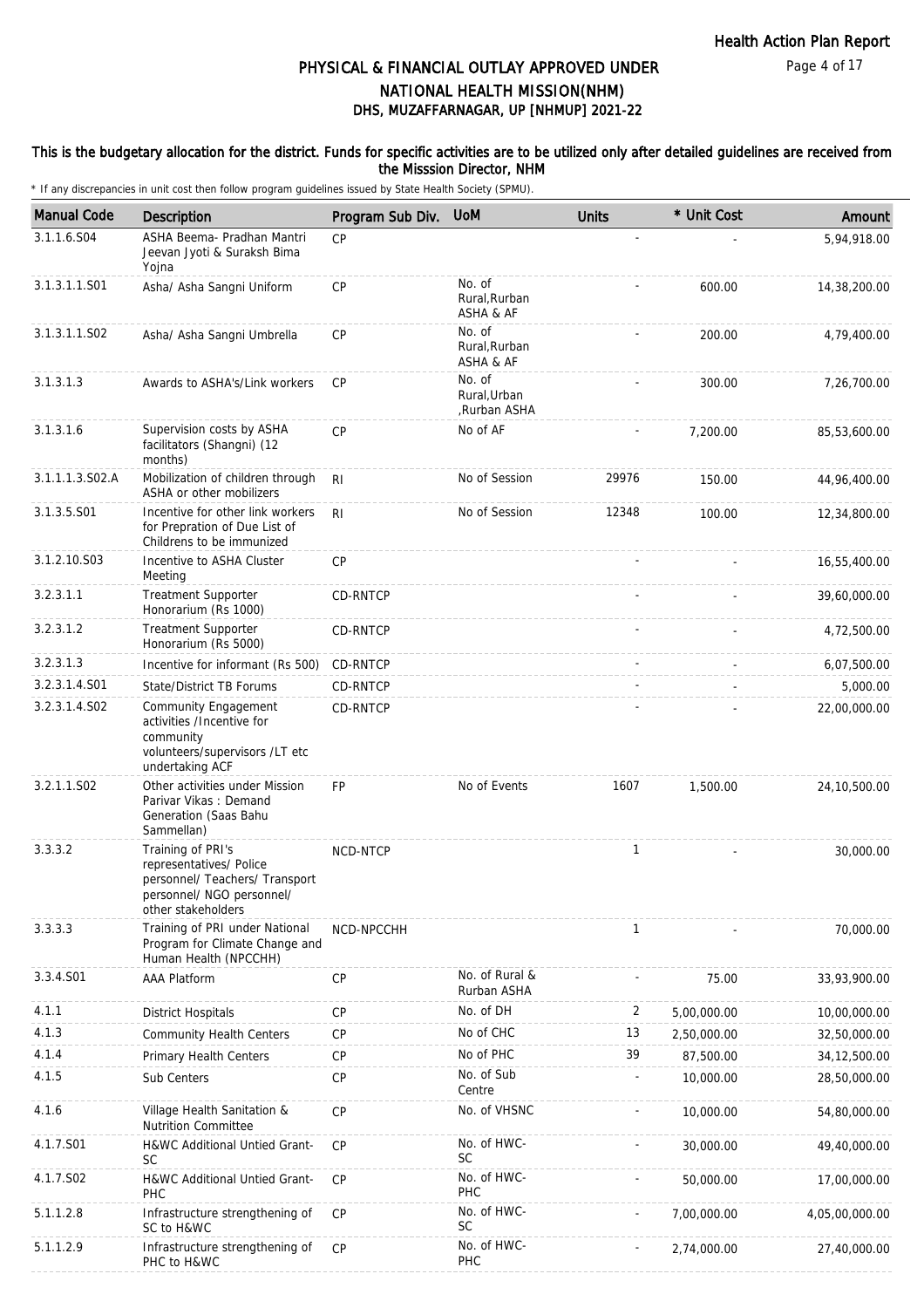## PHYSICAL & FINANCIAL OUTLAY APPROVED UNDER NATIONAL HEALTH MISSION(NHM)
## DHS, MUZAFFARNAGAR, UP [NHMUP] 2021-22

**This is the budgetary allocation for the district. Funds for specific activities are to be utilized only after detailed guidelines are received from the Misssion Director, NHM**

\* If any discrepancies in unit cost then follow program guidelines issued by State Health Society (SPMU).

| Manual Code | Description | Program Sub Div. | UoM | Units | * Unit Cost | Amount |
|---|---|---|---|---|---|---|
| 3.1.1.6.S04 | ASHA Beema- Pradhan Mantri Jeevan Jyoti & Suraksh Bima Yojna | CP | | - | - | 5,94,918.00 |
| 3.1.3.1.1.S01 | Asha/ Asha Sangni Uniform | CP | No. of Rural,Rurban ASHA & AF | - | 600.00 | 14,38,200.00 |
| 3.1.3.1.1.S02 | Asha/ Asha Sangni Umbrella | CP | No. of Rural,Rurban ASHA & AF | - | 200.00 | 4,79,400.00 |
| 3.1.3.1.3 | Awards to ASHA's/Link workers | CP | No. of Rural,Urban ,Rurban ASHA | - | 300.00 | 7,26,700.00 |
| 3.1.3.1.6 | Supervision costs by ASHA facilitators (Shangni) (12 months) | CP | No of AF | - | 7,200.00 | 85,53,600.00 |
| 3.1.1.1.3.S02.A | Mobilization of children through ASHA or other mobilizers | RI | No of Session | 29976 | 150.00 | 44,96,400.00 |
| 3.1.3.5.S01 | Incentive for other link workers for Prepration of Due List of Childrens to be immunized | RI | No of Session | 12348 | 100.00 | 12,34,800.00 |
| 3.1.2.10.S03 | Incentive to ASHA Cluster Meeting | CP | | - | - | 16,55,400.00 |
| 3.2.3.1.1 | Treatment Supporter Honorarium (Rs 1000) | CD-RNTCP | | - | - | 39,60,000.00 |
| 3.2.3.1.2 | Treatment Supporter Honorarium (Rs 5000) | CD-RNTCP | | - | - | 4,72,500.00 |
| 3.2.3.1.3 | Incentive for informant (Rs 500) | CD-RNTCP | | - | - | 6,07,500.00 |
| 3.2.3.1.4.S01 | State/District TB Forums | CD-RNTCP | | - | - | 5,000.00 |
| 3.2.3.1.4.S02 | Community Engagement activities /Incentive for community volunteers/supervisors /LT etc undertaking ACF | CD-RNTCP | | - | - | 22,00,000.00 |
| 3.2.1.1.S02 | Other activities under Mission Parivar Vikas : Demand Generation (Saas Bahu Sammellan) | FP | No of Events | 1607 | 1,500.00 | 24,10,500.00 |
| 3.3.3.2 | Training of PRI's representatives/ Police personnel/ Teachers/ Transport personnel/ NGO personnel/ other stakeholders | NCD-NTCP | | 1 | - | 30,000.00 |
| 3.3.3.3 | Training of PRI under National Program for Climate Change and Human Health (NPCCHH) | NCD-NPCCHH | | 1 | - | 70,000.00 |
| 3.3.4.S01 | AAA Platform | CP | No. of Rural & Rurban ASHA | - | 75.00 | 33,93,900.00 |
| 4.1.1 | District Hospitals | CP | No. of DH | 2 | 5,00,000.00 | 10,00,000.00 |
| 4.1.3 | Community Health Centers | CP | No of CHC | 13 | 2,50,000.00 | 32,50,000.00 |
| 4.1.4 | Primary Health Centers | CP | No of PHC | 39 | 87,500.00 | 34,12,500.00 |
| 4.1.5 | Sub Centers | CP | No. of Sub Centre | - | 10,000.00 | 28,50,000.00 |
| 4.1.6 | Village Health Sanitation & Nutrition Committee | CP | No. of VHSNC | - | 10,000.00 | 54,80,000.00 |
| 4.1.7.S01 | H&WC Additional Untied Grant-SC | CP | No. of HWC-SC | - | 30,000.00 | 49,40,000.00 |
| 4.1.7.S02 | H&WC Additional Untied Grant-PHC | CP | No. of HWC-PHC | - | 50,000.00 | 17,00,000.00 |
| 5.1.1.2.8 | Infrastructure strengthening of SC to H&WC | CP | No. of HWC-SC | - | 7,00,000.00 | 4,05,00,000.00 |
| 5.1.1.2.9 | Infrastructure strengthening of PHC to H&WC | CP | No. of HWC-PHC | - | 2,74,000.00 | 27,40,000.00 |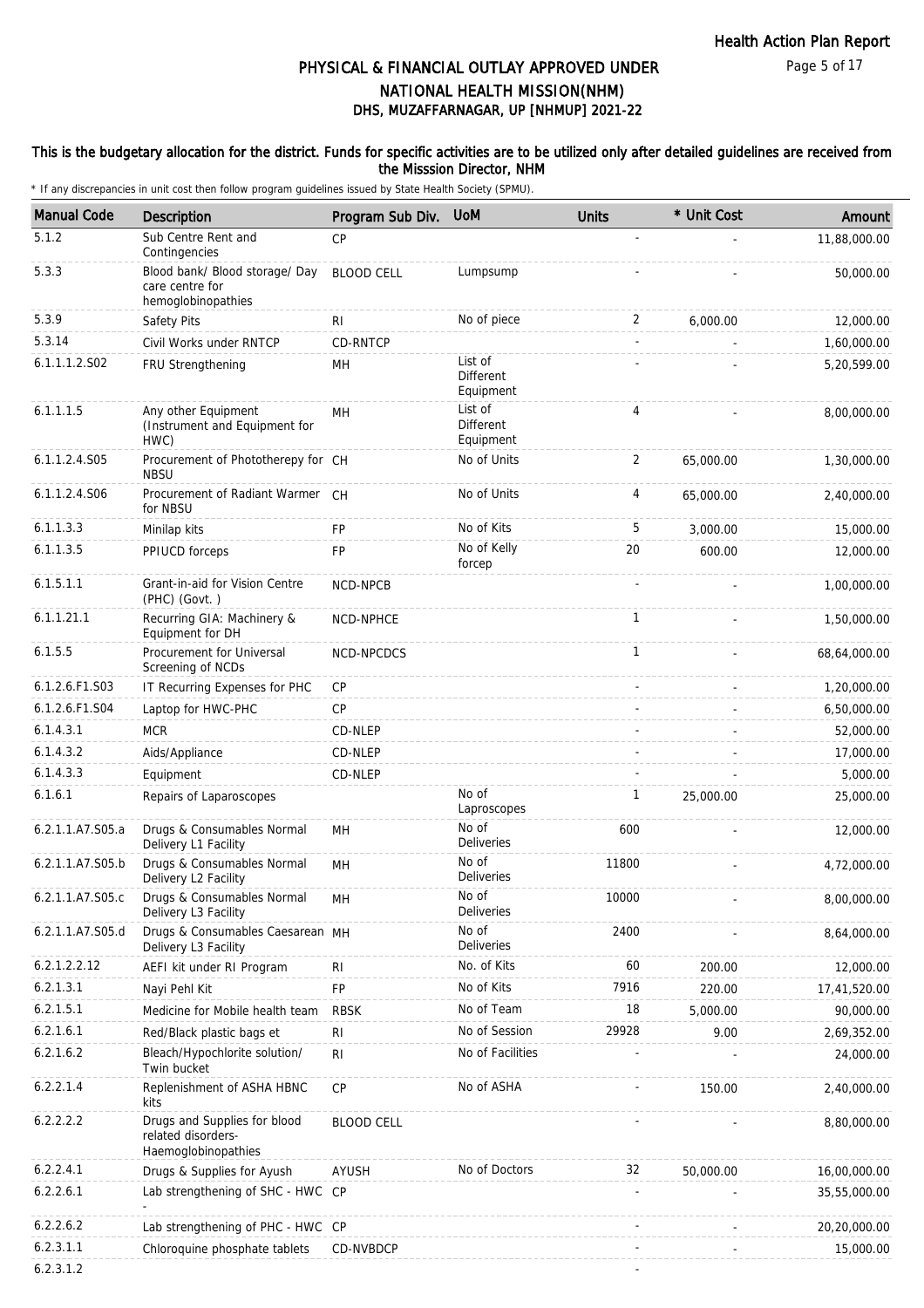# PHYSICAL & FINANCIAL OUTLAY APPROVED UNDER NATIONAL HEALTH MISSION(NHM)

## DHS, MUZAFFARNAGAR, UP [NHMUP] 2021-22

**This is the budgetary allocation for the district. Funds for specific activities are to be utilized only after detailed guidelines are received from the Misssion Director, NHM**

\* If any discrepancies in unit cost then follow program guidelines issued by State Health Society (SPMU).

| Manual Code | Description | Program Sub Div. | UoM | Units | * Unit Cost | Amount |
|---|---|---|---|---|---|---|
| 5.1.2 | Sub Centre Rent and Contingencies | CP | | - | - | 11,88,000.00 |
| 5.3.3 | Blood bank/ Blood storage/ Day care centre for hemoglobinopathies | BLOOD CELL | Lumpsump | - | - | 50,000.00 |
| 5.3.9 | Safety Pits | RI | No of piece | 2 | 6,000.00 | 12,000.00 |
| 5.3.14 | Civil Works under RNTCP | CD-RNTCP | | - | - | 1,60,000.00 |
| 6.1.1.1.2.S02 | FRU Strengthening | MH | List of Different Equipment | - | - | 5,20,599.00 |
| 6.1.1.1.5 | Any other Equipment (Instrument and Equipment for HWC) | MH | List of Different Equipment | 4 | - | 8,00,000.00 |
| 6.1.1.2.4.S05 | Procurement of Phototherepy for NBSU | CH | No of Units | 2 | 65,000.00 | 1,30,000.00 |
| 6.1.1.2.4.S06 | Procurement of Radiant Warmer for NBSU | CH | No of Units | 4 | 65,000.00 | 2,40,000.00 |
| 6.1.1.3.3 | Minilap kits | FP | No of Kits | 5 | 3,000.00 | 15,000.00 |
| 6.1.1.3.5 | PPIUCD forceps | FP | No of Kelly forcep | 20 | 600.00 | 12,000.00 |
| 6.1.5.1.1 | Grant-in-aid for Vision Centre (PHC) (Govt. ) | NCD-NPCB | | - | - | 1,00,000.00 |
| 6.1.1.21.1 | Recurring GIA: Machinery & Equipment for DH | NCD-NPHCE | | 1 | - | 1,50,000.00 |
| 6.1.5.5 | Procurement for Universal Screening of NCDs | NCD-NPCDCS | | 1 | - | 68,64,000.00 |
| 6.1.2.6.F1.S03 | IT Recurring Expenses for PHC | CP | | - | - | 1,20,000.00 |
| 6.1.2.6.F1.S04 | Laptop for HWC-PHC | CP | | - | - | 6,50,000.00 |
| 6.1.4.3.1 | MCR | CD-NLEP | | - | - | 52,000.00 |
| 6.1.4.3.2 | Aids/Appliance | CD-NLEP | | - | - | 17,000.00 |
| 6.1.4.3.3 | Equipment | CD-NLEP | | - | - | 5,000.00 |
| 6.1.6.1 | Repairs of Laparoscopes | | No of Laproscopes | 1 | 25,000.00 | 25,000.00 |
| 6.2.1.1.A7.S05.a | Drugs & Consumables Normal Delivery L1 Facility | MH | No of Deliveries | 600 | - | 12,000.00 |
| 6.2.1.1.A7.S05.b | Drugs & Consumables Normal Delivery L2 Facility | MH | No of Deliveries | 11800 | - | 4,72,000.00 |
| 6.2.1.1.A7.S05.c | Drugs & Consumables Normal Delivery L3 Facility | MH | No of Deliveries | 10000 | - | 8,00,000.00 |
| 6.2.1.1.A7.S05.d | Drugs & Consumables Caesarean Delivery L3 Facility | MH | No of Deliveries | 2400 | - | 8,64,000.00 |
| 6.2.1.2.2.12 | AEFI kit under RI Program | RI | No. of Kits | 60 | 200.00 | 12,000.00 |
| 6.2.1.3.1 | Nayi Pehl Kit | FP | No of Kits | 7916 | 220.00 | 17,41,520.00 |
| 6.2.1.5.1 | Medicine for Mobile health team | RBSK | No of Team | 18 | 5,000.00 | 90,000.00 |
| 6.2.1.6.1 | Red/Black plastic bags et | RI | No of Session | 29928 | 9.00 | 2,69,352.00 |
| 6.2.1.6.2 | Bleach/Hypochlorite solution/ Twin bucket | RI | No of Facilities | - | - | 24,000.00 |
| 6.2.2.1.4 | Replenishment of ASHA HBNC kits | CP | No of ASHA | - | 150.00 | 2,40,000.00 |
| 6.2.2.2.2 | Drugs and Supplies for blood related disorders- Haemoglobinopathies | BLOOD CELL | | - | - | 8,80,000.00 |
| 6.2.2.4.1 | Drugs & Supplies for Ayush | AYUSH | No of Doctors | 32 | 50,000.00 | 16,00,000.00 |
| 6.2.2.6.1 | Lab strengthening of SHC - HWC - | CP | | - | - | 35,55,000.00 |
| 6.2.2.6.2 | Lab strengthening of PHC - HWC | CP | | - | - | 20,20,000.00 |
| 6.2.3.1.1 | Chloroquine phosphate tablets | CD-NVBDCP | | - | - | 15,000.00 |
| 6.2.3.1.2 | | | | - | | |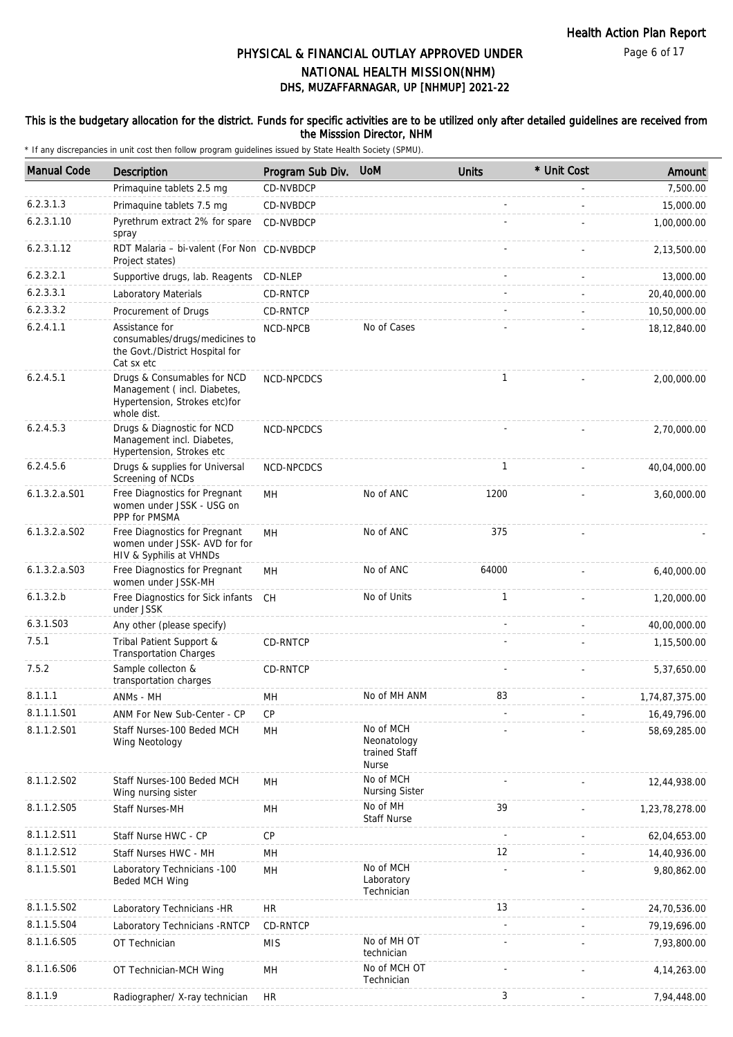# PHYSICAL & FINANCIAL OUTLAY APPROVED UNDER NATIONAL HEALTH MISSION(NHM)

## DHS, MUZAFFARNAGAR, UP [NHMUP] 2021-22

### This is the budgetary allocation for the district. Funds for specific activities are to be utilized only after detailed guidelines are received from the Misssion Director, NHM

\* If any discrepancies in unit cost then follow program guidelines issued by State Health Society (SPMU).

| Manual Code | Description | Program Sub Div. | UoM | Units | * Unit Cost | Amount |
|---|---|---|---|---|---|---|
| | Primaquine tablets 2.5 mg | CD-NVBDCP | | | - | 7,500.00 |
| 6.2.3.1.3 | Primaquine tablets 7.5 mg | CD-NVBDCP | | - | - | 15,000.00 |
| 6.2.3.1.10 | Pyrethrum extract 2% for spare spray | CD-NVBDCP | | - | - | 1,00,000.00 |
| 6.2.3.1.12 | RDT Malaria – bi-valent (For Non Project states) | CD-NVBDCP | | - | - | 2,13,500.00 |
| 6.2.3.2.1 | Supportive drugs, lab. Reagents | CD-NLEP | | - | - | 13,000.00 |
| 6.2.3.3.1 | Laboratory Materials | CD-RNTCP | | - | - | 20,40,000.00 |
| 6.2.3.3.2 | Procurement of Drugs | CD-RNTCP | | - | - | 10,50,000.00 |
| 6.2.4.1.1 | Assistance for consumables/drugs/medicines to the Govt./District Hospital for Cat sx etc | NCD-NPCB | No of Cases | - | - | 18,12,840.00 |
| 6.2.4.5.1 | Drugs & Consumables for NCD Management ( incl. Diabetes, Hypertension, Strokes etc)for whole dist. | NCD-NPCDCS | | 1 | - | 2,00,000.00 |
| 6.2.4.5.3 | Drugs & Diagnostic for NCD Management incl. Diabetes, Hypertension, Strokes etc | NCD-NPCDCS | | - | - | 2,70,000.00 |
| 6.2.4.5.6 | Drugs & supplies for Universal Screening of NCDs | NCD-NPCDCS | | 1 | - | 40,04,000.00 |
| 6.1.3.2.a.S01 | Free Diagnostics for Pregnant women under JSSK - USG on PPP for PMSMA | MH | No of ANC | 1200 | - | 3,60,000.00 |
| 6.1.3.2.a.S02 | Free Diagnostics for Pregnant women under JSSK- AVD for for HIV & Syphilis at VHNDs | MH | No of ANC | 375 | - | - |
| 6.1.3.2.a.S03 | Free Diagnostics for Pregnant women under JSSK-MH | MH | No of ANC | 64000 | - | 6,40,000.00 |
| 6.1.3.2.b | Free Diagnostics for Sick infants under JSSK | CH | No of Units | 1 | - | 1,20,000.00 |
| 6.3.1.S03 | Any other (please specify) | | | - | - | 40,00,000.00 |
| 7.5.1 | Tribal Patient Support & Transportation Charges | CD-RNTCP | | - | - | 1,15,500.00 |
| 7.5.2 | Sample collecton & transportation charges | CD-RNTCP | | - | - | 5,37,650.00 |
| 8.1.1.1 | ANMs - MH | MH | No of MH ANM | 83 | - | 1,74,87,375.00 |
| 8.1.1.1.S01 | ANM For New Sub-Center - CP | CP | | - | - | 16,49,796.00 |
| 8.1.1.2.S01 | Staff Nurses-100 Beded MCH Wing Neotology | MH | No of MCH Neonatology trained Staff Nurse | - | - | 58,69,285.00 |
| 8.1.1.2.S02 | Staff Nurses-100 Beded MCH Wing nursing sister | MH | No of MCH Nursing Sister | - | - | 12,44,938.00 |
| 8.1.1.2.S05 | Staff Nurses-MH | MH | No of MH Staff Nurse | 39 | - | 1,23,78,278.00 |
| 8.1.1.2.S11 | Staff Nurse HWC - CP | CP | | - | - | 62,04,653.00 |
| 8.1.1.2.S12 | Staff Nurses HWC - MH | MH | | 12 | - | 14,40,936.00 |
| 8.1.1.5.S01 | Laboratory Technicians -100 Beded MCH Wing | MH | No of MCH Laboratory Technician | - | - | 9,80,862.00 |
| 8.1.1.5.S02 | Laboratory Technicians -HR | HR | | 13 | - | 24,70,536.00 |
| 8.1.1.5.S04 | Laboratory Technicians -RNTCP | CD-RNTCP | | - | - | 79,19,696.00 |
| 8.1.1.6.S05 | OT Technician | MIS | No of MH OT technician | - | - | 7,93,800.00 |
| 8.1.1.6.S06 | OT Technician-MCH Wing | MH | No of MCH OT Technician | - | - | 4,14,263.00 |
| 8.1.1.9 | Radiographer/ X-ray technician | HR | | 3 | - | 7,94,448.00 |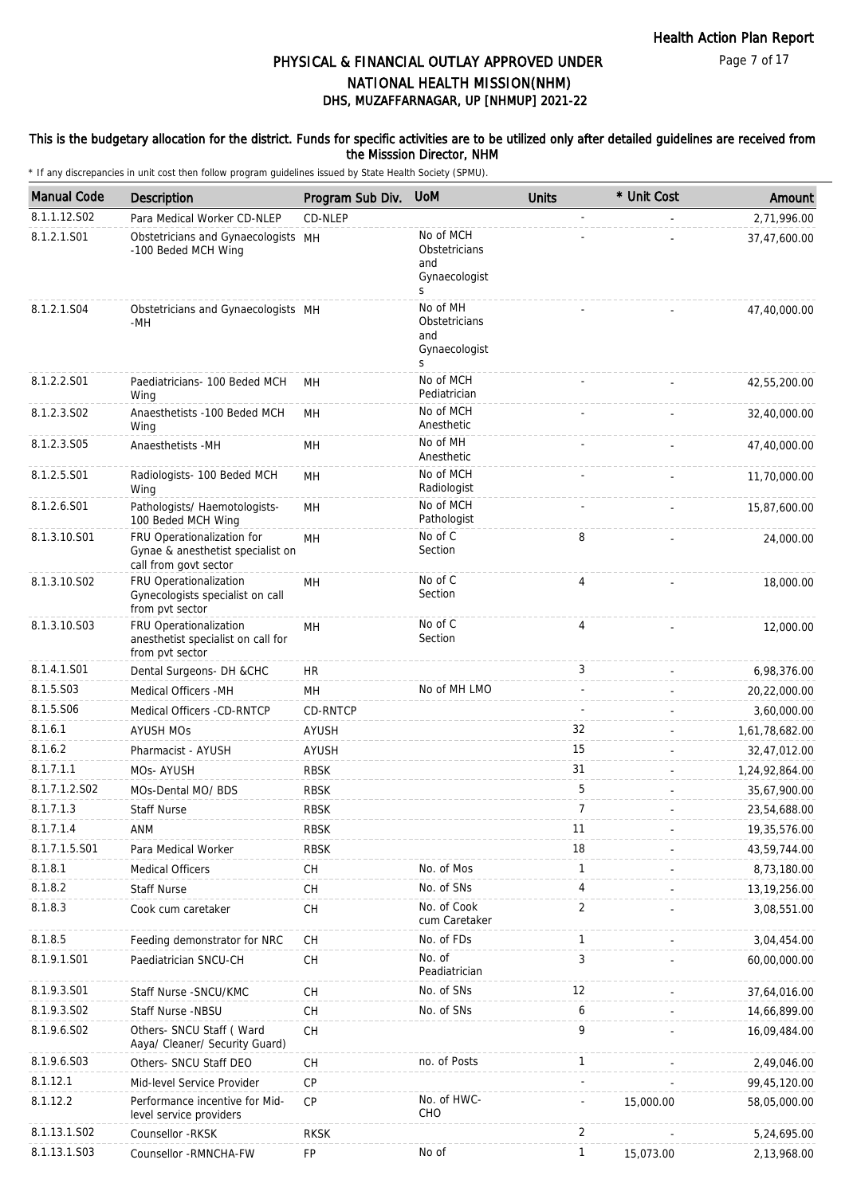# PHYSICAL & FINANCIAL OUTLAY APPROVED UNDER NATIONAL HEALTH MISSION(NHM)
## DHS, MUZAFFARNAGAR, UP [NHMUP] 2021-22

**This is the budgetary allocation for the district. Funds for specific activities are to be utilized only after detailed guidelines are received from the Misssion Director, NHM**

\* If any discrepancies in unit cost then follow program guidelines issued by State Health Society (SPMU).

| Manual Code | Description | Program Sub Div. | UoM | Units | * Unit Cost | Amount |
|---|---|---|---|---|---|---|
| 8.1.1.12.S02 | Para Medical Worker CD-NLEP | CD-NLEP | | - | - | 2,71,996.00 |
| 8.1.2.1.S01 | Obstetricians and Gynaecologists -100 Beded MCH Wing | MH | No of MCH Obstetricians and Gynaecologists | - | - | 37,47,600.00 |
| 8.1.2.1.S04 | Obstetricians and Gynaecologists -MH | MH | No of MH Obstetricians and Gynaecologists | - | - | 47,40,000.00 |
| 8.1.2.2.S01 | Paediatricians- 100 Beded MCH Wing | MH | No of MCH Pediatrician | - | - | 42,55,200.00 |
| 8.1.2.3.S02 | Anaesthetists -100 Beded MCH Wing | MH | No of MCH Anesthetic | - | - | 32,40,000.00 |
| 8.1.2.3.S05 | Anaesthetists -MH | MH | No of MH Anesthetic | - | - | 47,40,000.00 |
| 8.1.2.5.S01 | Radiologists- 100 Beded MCH Wing | MH | No of MCH Radiologist | - | - | 11,70,000.00 |
| 8.1.2.6.S01 | Pathologists/ Haemotologists- 100 Beded MCH Wing | MH | No of MCH Pathologist | - | - | 15,87,600.00 |
| 8.1.3.10.S01 | FRU Operationalization for Gynae & anesthetist specialist on call from govt sector | MH | No of C Section | 8 | - | 24,000.00 |
| 8.1.3.10.S02 | FRU Operationalization Gynecologists specialist on call from pvt sector | MH | No of C Section | 4 | - | 18,000.00 |
| 8.1.3.10.S03 | FRU Operationalization anesthetist specialist on call for from pvt sector | MH | No of C Section | 4 | - | 12,000.00 |
| 8.1.4.1.S01 | Dental Surgeons- DH &CHC | HR | | 3 | - | 6,98,376.00 |
| 8.1.5.S03 | Medical Officers -MH | MH | No of MH LMO | - | - | 20,22,000.00 |
| 8.1.5.S06 | Medical Officers -CD-RNTCP | CD-RNTCP | | - | - | 3,60,000.00 |
| 8.1.6.1 | AYUSH MOs | AYUSH | | 32 | - | 1,61,78,682.00 |
| 8.1.6.2 | Pharmacist - AYUSH | AYUSH | | 15 | - | 32,47,012.00 |
| 8.1.7.1.1 | MOs- AYUSH | RBSK | | 31 | - | 1,24,92,864.00 |
| 8.1.7.1.2.S02 | MOs-Dental MO/ BDS | RBSK | | 5 | - | 35,67,900.00 |
| 8.1.7.1.3 | Staff Nurse | RBSK | | 7 | - | 23,54,688.00 |
| 8.1.7.1.4 | ANM | RBSK | | 11 | - | 19,35,576.00 |
| 8.1.7.1.5.S01 | Para Medical Worker | RBSK | | 18 | - | 43,59,744.00 |
| 8.1.8.1 | Medical Officers | CH | No. of Mos | 1 | - | 8,73,180.00 |
| 8.1.8.2 | Staff Nurse | CH | No. of SNs | 4 | - | 13,19,256.00 |
| 8.1.8.3 | Cook cum caretaker | CH | No. of Cook cum Caretaker | 2 | - | 3,08,551.00 |
| 8.1.8.5 | Feeding demonstrator for NRC | CH | No. of FDs | 1 | - | 3,04,454.00 |
| 8.1.9.1.S01 | Paediatrician SNCU-CH | CH | No. of Peadiatrician | 3 | - | 60,00,000.00 |
| 8.1.9.3.S01 | Staff Nurse -SNCU/KMC | CH | No. of SNs | 12 | - | 37,64,016.00 |
| 8.1.9.3.S02 | Staff Nurse -NBSU | CH | No. of SNs | 6 | - | 14,66,899.00 |
| 8.1.9.6.S02 | Others- SNCU Staff ( Ward Aaya/ Cleaner/ Security Guard) | CH | | 9 | - | 16,09,484.00 |
| 8.1.9.6.S03 | Others- SNCU Staff DEO | CH | no. of Posts | 1 | - | 2,49,046.00 |
| 8.1.12.1 | Mid-level Service Provider | CP | | - | - | 99,45,120.00 |
| 8.1.12.2 | Performance incentive for Mid-level service providers | CP | No. of HWC-CHO | - | 15,000.00 | 58,05,000.00 |
| 8.1.13.1.S02 | Counsellor -RKSK | RKSK | | 2 | - | 5,24,695.00 |
| 8.1.13.1.S03 | Counsellor -RMNCHA-FW | FP | No of | 1 | 15,073.00 | 2,13,968.00 |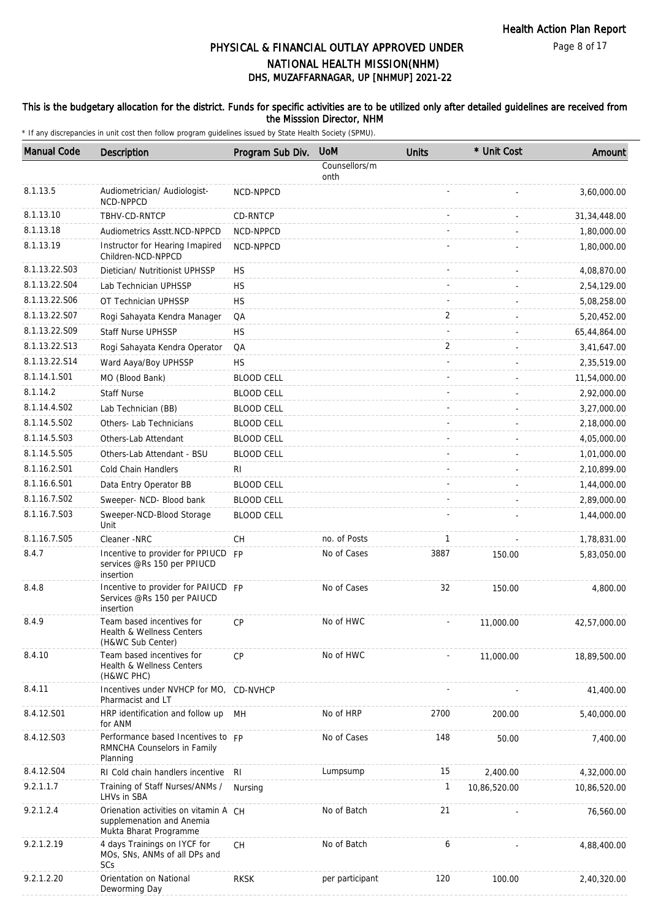# PHYSICAL & FINANCIAL OUTLAY APPROVED UNDER NATIONAL HEALTH MISSION(NHM)

## DHS, MUZAFFARNAGAR, UP [NHMUP] 2021-22

This is the budgetary allocation for the district. Funds for specific activities are to be utilized only after detailed guidelines are received from the Misssion Director, NHM

* If any discrepancies in unit cost then follow program guidelines issued by State Health Society (SPMU).

| Manual Code | Description | Program Sub Div. | UoM | Units | * Unit Cost | Amount |
|---|---|---|---|---|---|---|
| | | | Counsellors/month | | | |
| 8.1.13.5 | Audiometrician/ Audiologist-NCD-NPPCD | NCD-NPPCD | | - | - | 3,60,000.00 |
| 8.1.13.10 | TBHV-CD-RNTCP | CD-RNTCP | | - | - | 31,34,448.00 |
| 8.1.13.18 | Audiometrics Asstt.NCD-NPPCD | NCD-NPPCD | | - | - | 1,80,000.00 |
| 8.1.13.19 | Instructor for Hearing Imapired Children-NCD-NPPCD | NCD-NPPCD | | - | - | 1,80,000.00 |
| 8.1.13.22.S03 | Dietician/ Nutritionist UPHSSP | HS | | - | - | 4,08,870.00 |
| 8.1.13.22.S04 | Lab Technician UPHSSP | HS | | - | - | 2,54,129.00 |
| 8.1.13.22.S06 | OT Technician UPHSSP | HS | | - | - | 5,08,258.00 |
| 8.1.13.22.S07 | Rogi Sahayata Kendra Manager | QA | | 2 | - | 5,20,452.00 |
| 8.1.13.22.S09 | Staff Nurse UPHSSP | HS | | - | - | 65,44,864.00 |
| 8.1.13.22.S13 | Rogi Sahayata Kendra Operator | QA | | 2 | - | 3,41,647.00 |
| 8.1.13.22.S14 | Ward Aaya/Boy UPHSSP | HS | | - | - | 2,35,519.00 |
| 8.1.14.1.S01 | MO (Blood Bank) | BLOOD CELL | | - | - | 11,54,000.00 |
| 8.1.14.2 | Staff Nurse | BLOOD CELL | | - | - | 2,92,000.00 |
| 8.1.14.4.S02 | Lab Technician (BB) | BLOOD CELL | | - | - | 3,27,000.00 |
| 8.1.14.5.S02 | Others- Lab Technicians | BLOOD CELL | | - | - | 2,18,000.00 |
| 8.1.14.5.S03 | Others-Lab Attendant | BLOOD CELL | | - | - | 4,05,000.00 |
| 8.1.14.5.S05 | Others-Lab Attendant - BSU | BLOOD CELL | | - | - | 1,01,000.00 |
| 8.1.16.2.S01 | Cold Chain Handlers | RI | | - | - | 2,10,899.00 |
| 8.1.16.6.S01 | Data Entry Operator BB | BLOOD CELL | | - | - | 1,44,000.00 |
| 8.1.16.7.S02 | Sweeper- NCD- Blood bank | BLOOD CELL | | - | - | 2,89,000.00 |
| 8.1.16.7.S03 | Sweeper-NCD-Blood Storage Unit | BLOOD CELL | | - | - | 1,44,000.00 |
| 8.1.16.7.S05 | Cleaner -NRC | CH | no. of Posts | 1 | - | 1,78,831.00 |
| 8.4.7 | Incentive to provider for PPIUCD services @Rs 150 per PPIUCD insertion | FP | No of Cases | 3887 | 150.00 | 5,83,050.00 |
| 8.4.8 | Incentive to provider for PAIUCD Services @Rs 150 per PAIUCD insertion | FP | No of Cases | 32 | 150.00 | 4,800.00 |
| 8.4.9 | Team based incentives for Health & Wellness Centers (H&WC Sub Center) | CP | No of HWC | - | 11,000.00 | 42,57,000.00 |
| 8.4.10 | Team based incentives for Health & Wellness Centers (H&WC PHC) | CP | No of HWC | - | 11,000.00 | 18,89,500.00 |
| 8.4.11 | Incentives under NVHCP for MO, Pharmacist and LT | CD-NVHCP | | - | - | 41,400.00 |
| 8.4.12.S01 | HRP identification and follow up for ANM | MH | No of HRP | 2700 | 200.00 | 5,40,000.00 |
| 8.4.12.S03 | Performance based Incentives to RMNCHA Counselors in Family Planning | FP | No of Cases | 148 | 50.00 | 7,400.00 |
| 8.4.12.S04 | RI Cold chain handlers incentive | RI | Lumpsump | 15 | 2,400.00 | 4,32,000.00 |
| 9.2.1.1.7 | Training of Staff Nurses/ANMs / LHVs in SBA | Nursing | | 1 | 10,86,520.00 | 10,86,520.00 |
| 9.2.1.2.4 | Orienation activities on vitamin A supplemenation and Anemia Mukta Bharat Programme | CH | No of Batch | 21 | - | 76,560.00 |
| 9.2.1.2.19 | 4 days Trainings on IYCF for MOs, SNs, ANMs of all DPs and SCs | CH | No of Batch | 6 | - | 4,88,400.00 |
| 9.2.1.2.20 | Orientation on National Deworming Day | RKSK | per participant | 120 | 100.00 | 2,40,320.00 |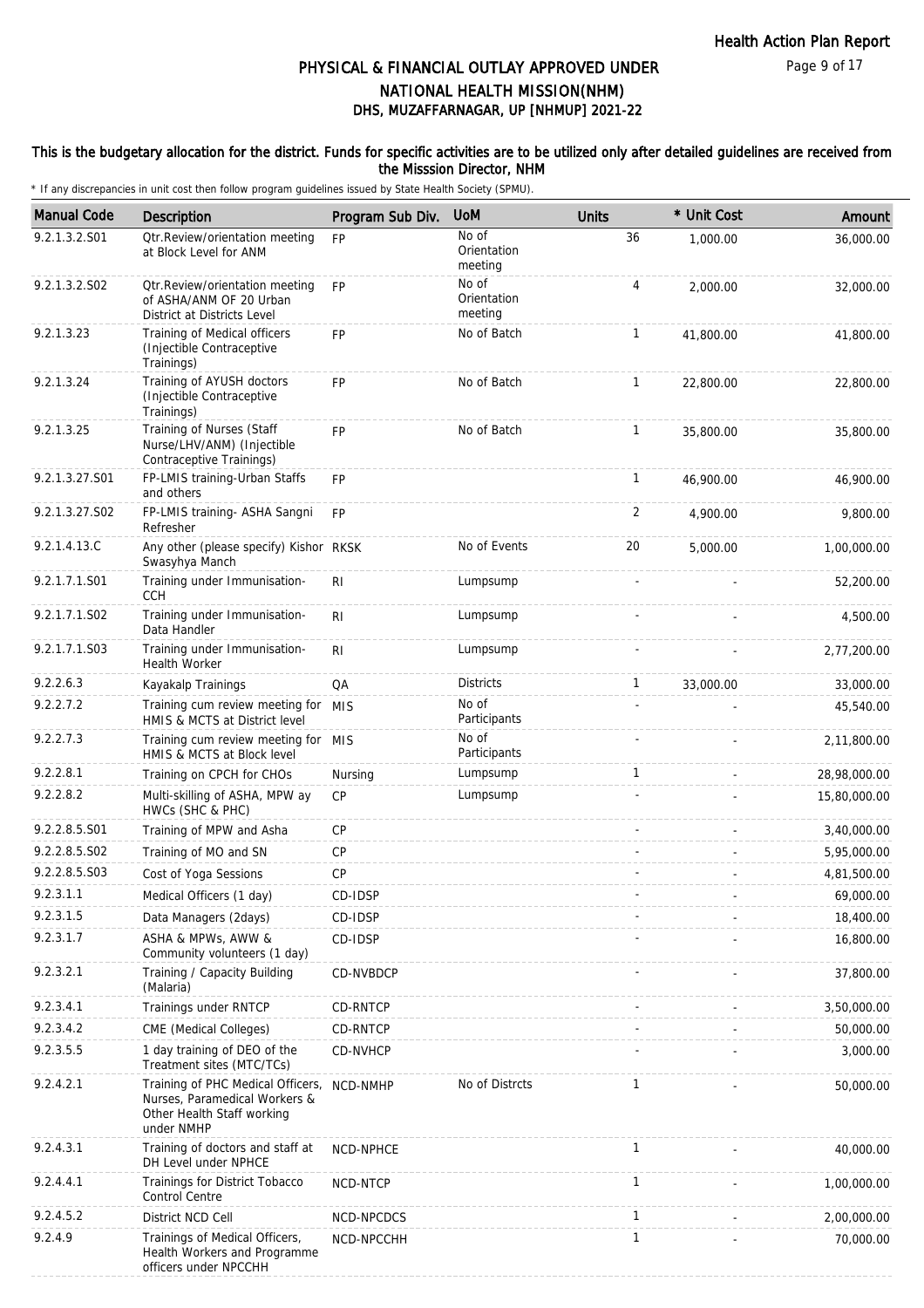# PHYSICAL & FINANCIAL OUTLAY APPROVED UNDER NATIONAL HEALTH MISSION(NHM)
## DHS, MUZAFFARNAGAR, UP [NHMUP] 2021-22

**This is the budgetary allocation for the district. Funds for specific activities are to be utilized only after detailed guidelines are received from the Misssion Director, NHM**

\* If any discrepancies in unit cost then follow program guidelines issued by State Health Society (SPMU).

| Manual Code | Description | Program Sub Div. | UoM | Units | * Unit Cost | Amount |
|---|---|---|---|---|---|---|
| 9.2.1.3.2.S01 | Qtr.Review/orientation meeting at Block Level for ANM | FP | No of Orientation meeting | 36 | 1,000.00 | 36,000.00 |
| 9.2.1.3.2.S02 | Qtr.Review/orientation meeting of ASHA/ANM OF 20 Urban District at Districts Level | FP | No of Orientation meeting | 4 | 2,000.00 | 32,000.00 |
| 9.2.1.3.23 | Training of Medical officers (Injectible Contraceptive Trainings) | FP | No of Batch | 1 | 41,800.00 | 41,800.00 |
| 9.2.1.3.24 | Training of AYUSH doctors (Injectible Contraceptive Trainings) | FP | No of Batch | 1 | 22,800.00 | 22,800.00 |
| 9.2.1.3.25 | Training of Nurses (Staff Nurse/LHV/ANM) (Injectible Contraceptive Trainings) | FP | No of Batch | 1 | 35,800.00 | 35,800.00 |
| 9.2.1.3.27.S01 | FP-LMIS training-Urban Staffs and others | FP | | 1 | 46,900.00 | 46,900.00 |
| 9.2.1.3.27.S02 | FP-LMIS training- ASHA Sangni Refresher | FP | | 2 | 4,900.00 | 9,800.00 |
| 9.2.1.4.13.C | Any other (please specify) Kishor Swasyhya Manch | RKSK | No of Events | 20 | 5,000.00 | 1,00,000.00 |
| 9.2.1.7.1.S01 | Training under Immunisation-CCH | RI | Lumpsump | - | - | 52,200.00 |
| 9.2.1.7.1.S02 | Training under Immunisation-Data Handler | RI | Lumpsump | - | - | 4,500.00 |
| 9.2.1.7.1.S03 | Training under Immunisation-Health Worker | RI | Lumpsump | - | - | 2,77,200.00 |
| 9.2.2.6.3 | Kayakalp Trainings | QA | Districts | 1 | 33,000.00 | 33,000.00 |
| 9.2.2.7.2 | Training cum review meeting for HMIS & MCTS at District level | MIS | No of Participants | - | - | 45,540.00 |
| 9.2.2.7.3 | Training cum review meeting for HMIS & MCTS at Block level | MIS | No of Participants | - | - | 2,11,800.00 |
| 9.2.2.8.1 | Training on CPCH for CHOs | Nursing | Lumpsump | 1 | - | 28,98,000.00 |
| 9.2.2.8.2 | Multi-skilling of ASHA, MPW ay HWCs (SHC & PHC) | CP | Lumpsump | - | - | 15,80,000.00 |
| 9.2.2.8.5.S01 | Training of MPW and Asha | CP | | - | - | 3,40,000.00 |
| 9.2.2.8.5.S02 | Training of MO and SN | CP | | - | - | 5,95,000.00 |
| 9.2.2.8.5.S03 | Cost of Yoga Sessions | CP | | - | - | 4,81,500.00 |
| 9.2.3.1.1 | Medical Officers (1 day) | CD-IDSP | | - | - | 69,000.00 |
| 9.2.3.1.5 | Data Managers (2days) | CD-IDSP | | - | - | 18,400.00 |
| 9.2.3.1.7 | ASHA & MPWs, AWW & Community volunteers (1 day) | CD-IDSP | | - | - | 16,800.00 |
| 9.2.3.2.1 | Training / Capacity Building (Malaria) | CD-NVBDCP | | - | - | 37,800.00 |
| 9.2.3.4.1 | Trainings under RNTCP | CD-RNTCP | | - | - | 3,50,000.00 |
| 9.2.3.4.2 | CME (Medical Colleges) | CD-RNTCP | | - | - | 50,000.00 |
| 9.2.3.5.5 | 1 day training of DEO of the Treatment sites (MTC/TCs) | CD-NVHCP | | - | - | 3,000.00 |
| 9.2.4.2.1 | Training of PHC Medical Officers, Nurses, Paramedical Workers & Other Health Staff working under NMHP | NCD-NMHP | No of Distrcts | 1 | - | 50,000.00 |
| 9.2.4.3.1 | Training of doctors and staff at DH Level under NPHCE | NCD-NPHCE | | 1 | - | 40,000.00 |
| 9.2.4.4.1 | Trainings for District Tobacco Control Centre | NCD-NTCP | | 1 | - | 1,00,000.00 |
| 9.2.4.5.2 | District NCD Cell | NCD-NPCDCS | | 1 | - | 2,00,000.00 |
| 9.2.4.9 | Trainings of Medical Officers, Health Workers and Programme officers under NPCCHH | NCD-NPCCHH | | 1 | - | 70,000.00 |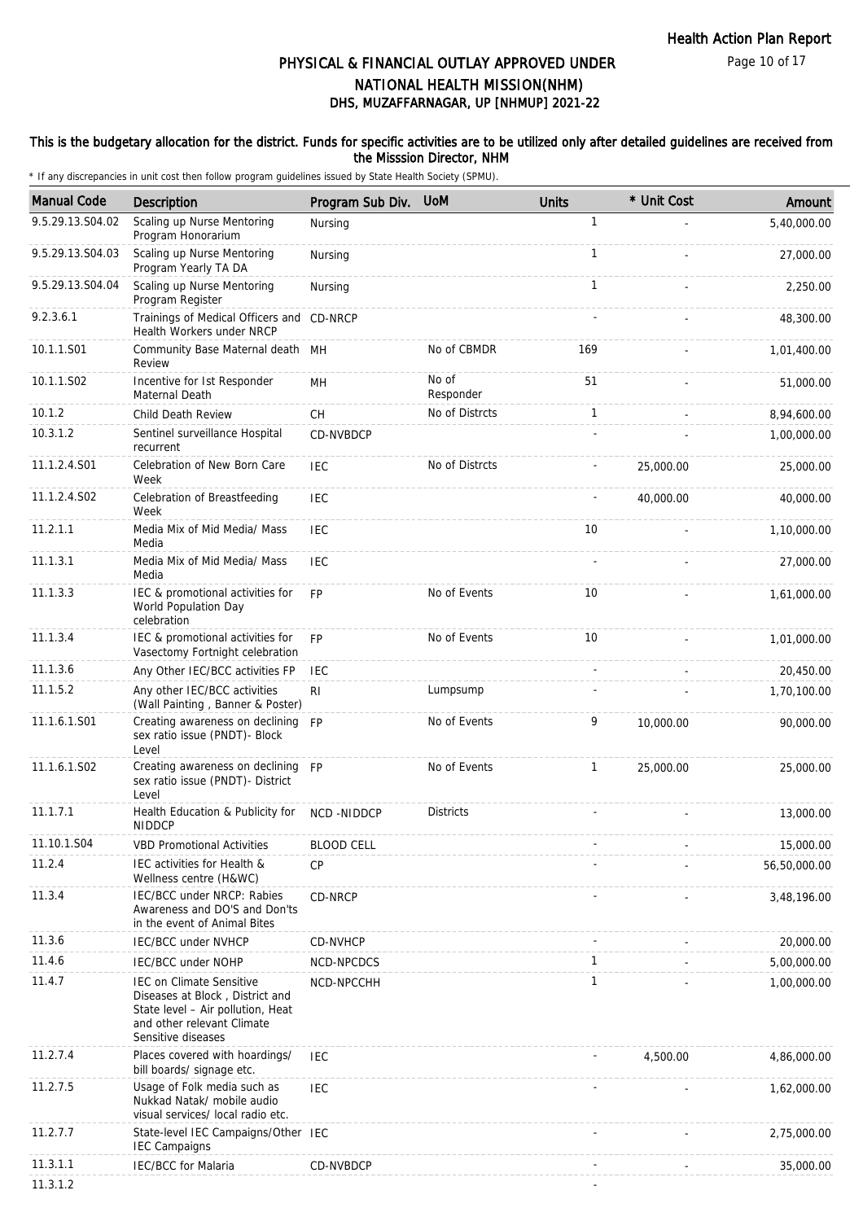# PHYSICAL & FINANCIAL OUTLAY APPROVED UNDER NATIONAL HEALTH MISSION(NHM)

## DHS, MUZAFFARNAGAR, UP [NHMUP] 2021-22

**This is the budgetary allocation for the district. Funds for specific activities are to be utilized only after detailed guidelines are received from the Misssion Director, NHM**

\* If any discrepancies in unit cost then follow program guidelines issued by State Health Society (SPMU).

| Manual Code | Description | Program Sub Div. | UoM | Units | * Unit Cost | Amount |
|---|---|---|---|---|---|---|
| 9.5.29.13.S04.02 | Scaling up Nurse Mentoring Program Honorarium | Nursing | | 1 | - | 5,40,000.00 |
| 9.5.29.13.S04.03 | Scaling up Nurse Mentoring Program Yearly TA DA | Nursing | | 1 | - | 27,000.00 |
| 9.5.29.13.S04.04 | Scaling up Nurse Mentoring Program Register | Nursing | | 1 | - | 2,250.00 |
| 9.2.3.6.1 | Trainings of Medical Officers and Health Workers under NRCP | CD-NRCP | | - | - | 48,300.00 |
| 10.1.1.S01 | Community Base Maternal death Review | MH | No of CBMDR | 169 | - | 1,01,400.00 |
| 10.1.1.S02 | Incentive for Ist Responder Maternal Death | MH | No of Responder | 51 | - | 51,000.00 |
| 10.1.2 | Child Death Review | CH | No of Distrcts | 1 | - | 8,94,600.00 |
| 10.3.1.2 | Sentinel surveillance Hospital recurrent | CD-NVBDCP | | - | - | 1,00,000.00 |
| 11.1.2.4.S01 | Celebration of New Born Care Week | IEC | No of Distrcts | - | 25,000.00 | 25,000.00 |
| 11.1.2.4.S02 | Celebration of Breastfeeding Week | IEC | | - | 40,000.00 | 40,000.00 |
| 11.2.1.1 | Media Mix of Mid Media/ Mass Media | IEC | | 10 | - | 1,10,000.00 |
| 11.1.3.1 | Media Mix of Mid Media/ Mass Media | IEC | | - | - | 27,000.00 |
| 11.1.3.3 | IEC & promotional activities for World Population Day celebration | FP | No of Events | 10 | - | 1,61,000.00 |
| 11.1.3.4 | IEC & promotional activities for Vasectomy Fortnight celebration | FP | No of Events | 10 | - | 1,01,000.00 |
| 11.1.3.6 | Any Other IEC/BCC activities FP | IEC | | - | - | 20,450.00 |
| 11.1.5.2 | Any other IEC/BCC activities (Wall Painting , Banner & Poster) | RI | Lumpsump | - | - | 1,70,100.00 |
| 11.1.6.1.S01 | Creating awareness on declining sex ratio issue (PNDT)- Block Level | FP | No of Events | 9 | 10,000.00 | 90,000.00 |
| 11.1.6.1.S02 | Creating awareness on declining sex ratio issue (PNDT)- District Level | FP | No of Events | 1 | 25,000.00 | 25,000.00 |
| 11.1.7.1 | Health Education & Publicity for NIDDCP | NCD -NIDDCP | Districts | - | - | 13,000.00 |
| 11.10.1.S04 | VBD Promotional Activities | BLOOD CELL | | - | - | 15,000.00 |
| 11.2.4 | IEC activities for Health & Wellness centre (H&WC) | CP | | - | - | 56,50,000.00 |
| 11.3.4 | IEC/BCC under NRCP: Rabies Awareness and DO'S and Don'ts in the event of Animal Bites | CD-NRCP | | - | - | 3,48,196.00 |
| 11.3.6 | IEC/BCC under NVHCP | CD-NVHCP | | - | - | 20,000.00 |
| 11.4.6 | IEC/BCC under NOHP | NCD-NPCDCS | | 1 | - | 5,00,000.00 |
| 11.4.7 | IEC on Climate Sensitive Diseases at Block , District and State level – Air pollution, Heat and other relevant Climate Sensitive diseases | NCD-NPCCHH | | 1 | - | 1,00,000.00 |
| 11.2.7.4 | Places covered with hoardings/ bill boards/ signage etc. | IEC | | - | 4,500.00 | 4,86,000.00 |
| 11.2.7.5 | Usage of Folk media such as Nukkad Natak/ mobile audio visual services/ local radio etc. | IEC | | - | - | 1,62,000.00 |
| 11.2.7.7 | State-level IEC Campaigns/Other IEC Campaigns | IEC | | - | - | 2,75,000.00 |
| 11.3.1.1 | IEC/BCC for Malaria | CD-NVBDCP | | - | - | 35,000.00 |
| 11.3.1.2 | | | | - | | |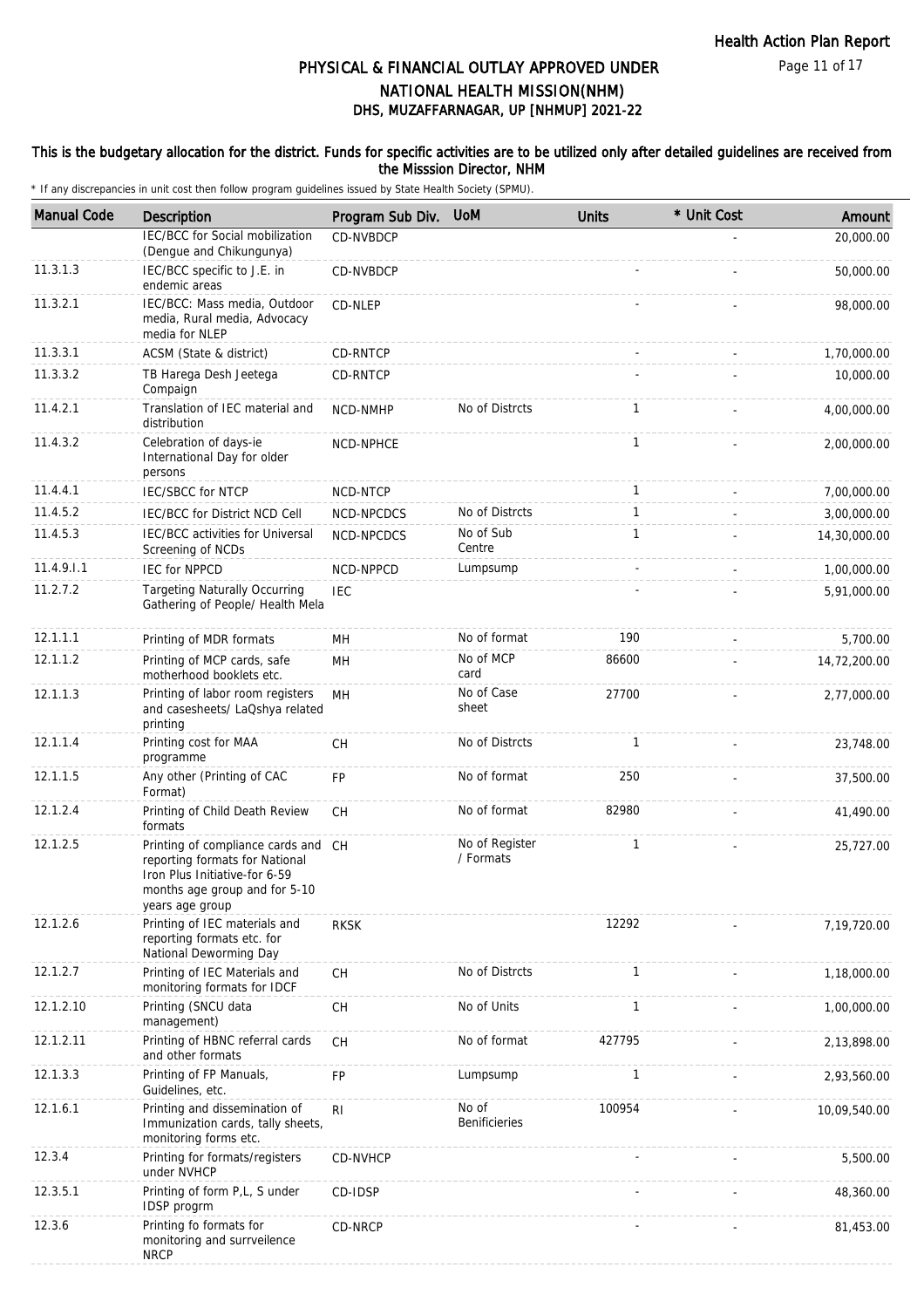# PHYSICAL & FINANCIAL OUTLAY APPROVED UNDER NATIONAL HEALTH MISSION(NHM)

## DHS, MUZAFFARNAGAR, UP [NHMUP] 2021-22

**This is the budgetary allocation for the district. Funds for specific activities are to be utilized only after detailed guidelines are received from the Misssion Director, NHM**

\* If any discrepancies in unit cost then follow program guidelines issued by State Health Society (SPMU).

| Manual Code | Description | Program Sub Div. | UoM | Units | * Unit Cost | Amount |
|---|---|---|---|---|---|---|
| | IEC/BCC for Social mobilization (Dengue and Chikungunya) | CD-NVBDCP | | | - | 20,000.00 |
| 11.3.1.3 | IEC/BCC specific to J.E. in endemic areas | CD-NVBDCP | | - | - | 50,000.00 |
| 11.3.2.1 | IEC/BCC: Mass media, Outdoor media, Rural media, Advocacy media for NLEP | CD-NLEP | | - | - | 98,000.00 |
| 11.3.3.1 | ACSM (State & district) | CD-RNTCP | | - | - | 1,70,000.00 |
| 11.3.3.2 | TB Harega Desh Jeetega Compaign | CD-RNTCP | | - | - | 10,000.00 |
| 11.4.2.1 | Translation of IEC material and distribution | NCD-NMHP | No of Distrcts | 1 | - | 4,00,000.00 |
| 11.4.3.2 | Celebration of days-ie International Day for older persons | NCD-NPHCE | | 1 | - | 2,00,000.00 |
| 11.4.4.1 | IEC/SBCC for NTCP | NCD-NTCP | | 1 | - | 7,00,000.00 |
| 11.4.5.2 | IEC/BCC for District NCD Cell | NCD-NPCDCS | No of Distrcts | 1 | - | 3,00,000.00 |
| 11.4.5.3 | IEC/BCC activities for Universal Screening of NCDs | NCD-NPCDCS | No of Sub Centre | 1 | - | 14,30,000.00 |
| 11.4.9.I.1 | IEC for NPPCD | NCD-NPPCD | Lumpsump | - | - | 1,00,000.00 |
| 11.2.7.2 | Targeting Naturally Occurring Gathering of People/ Health Mela | IEC | | - | - | 5,91,000.00 |
| 12.1.1.1 | Printing of MDR formats | MH | No of format | 190 | - | 5,700.00 |
| 12.1.1.2 | Printing of MCP cards, safe motherhood booklets etc. | MH | No of MCP card | 86600 | - | 14,72,200.00 |
| 12.1.1.3 | Printing of labor room registers and casesheets/ LaQshya related printing | MH | No of Case sheet | 27700 | - | 2,77,000.00 |
| 12.1.1.4 | Printing cost for MAA programme | CH | No of Distrcts | 1 | - | 23,748.00 |
| 12.1.1.5 | Any other (Printing of CAC Format) | FP | No of format | 250 | - | 37,500.00 |
| 12.1.2.4 | Printing of Child Death Review formats | CH | No of format | 82980 | - | 41,490.00 |
| 12.1.2.5 | Printing of compliance cards and reporting formats for National Iron Plus Initiative-for 6-59 months age group and for 5-10 years age group | CH | No of Register / Formats | 1 | - | 25,727.00 |
| 12.1.2.6 | Printing of IEC materials and reporting formats etc. for National Deworming Day | RKSK | | 12292 | - | 7,19,720.00 |
| 12.1.2.7 | Printing of IEC Materials and monitoring formats for IDCF | CH | No of Distrcts | 1 | - | 1,18,000.00 |
| 12.1.2.10 | Printing (SNCU data management) | CH | No of Units | 1 | - | 1,00,000.00 |
| 12.1.2.11 | Printing of HBNC referral cards and other formats | CH | No of format | 427795 | - | 2,13,898.00 |
| 12.1.3.3 | Printing of FP Manuals, Guidelines, etc. | FP | Lumpsump | 1 | - | 2,93,560.00 |
| 12.1.6.1 | Printing and dissemination of Immunization cards, tally sheets, monitoring forms etc. | RI | No of Benificieries | 100954 | - | 10,09,540.00 |
| 12.3.4 | Printing for formats/registers under NVHCP | CD-NVHCP | | - | - | 5,500.00 |
| 12.3.5.1 | Printing of form P,L, S under IDSP progrm | CD-IDSP | | - | - | 48,360.00 |
| 12.3.6 | Printing fo formats for monitoring and surrveilence NRCP | CD-NRCP | | - | - | 81,453.00 |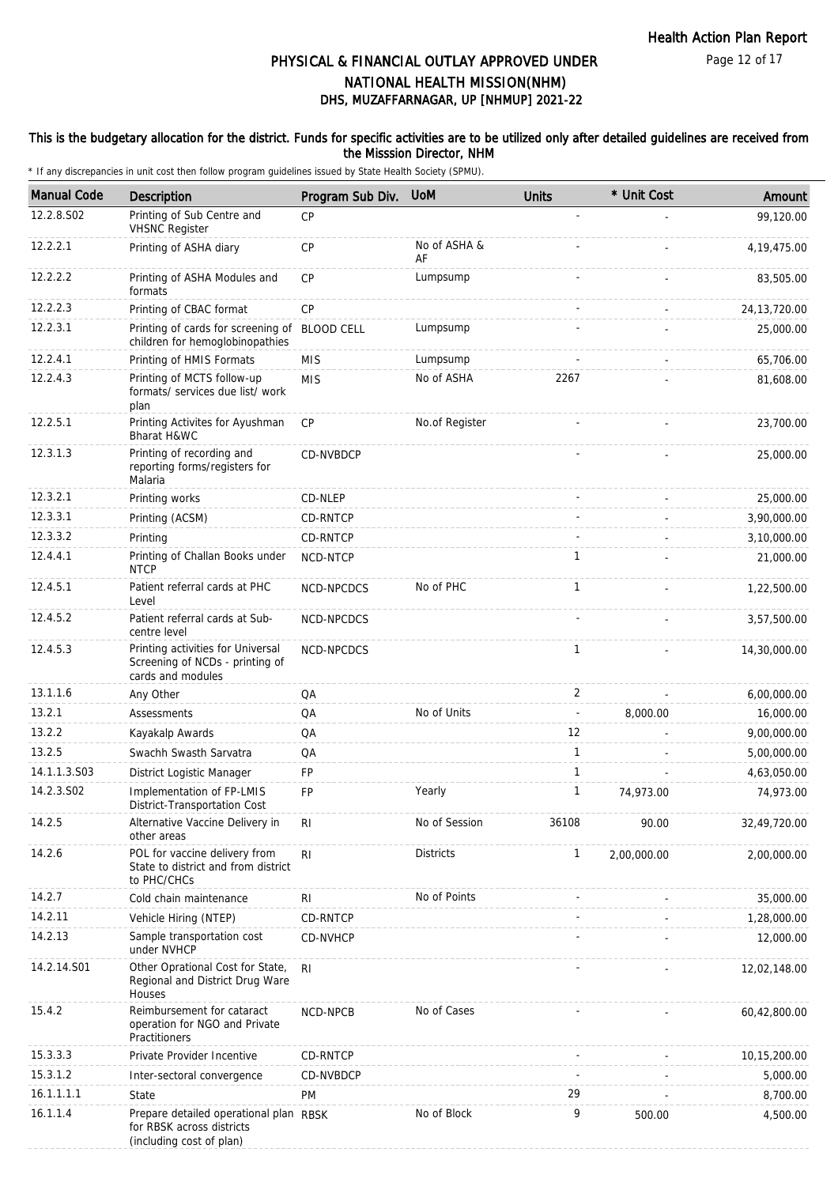# PHYSICAL & FINANCIAL OUTLAY APPROVED UNDER NATIONAL HEALTH MISSION(NHM)
## DHS, MUZAFFARNAGAR, UP [NHMUP] 2021-22

**This is the budgetary allocation for the district. Funds for specific activities are to be utilized only after detailed guidelines are received from the Misssion Director, NHM**

* If any discrepancies in unit cost then follow program guidelines issued by State Health Society (SPMU).

| Manual Code | Description | Program Sub Div. | UoM | Units | * Unit Cost | Amount |
|---|---|---|---|---|---|---|
| 12.2.8.S02 | Printing of Sub Centre and VHSNC Register | CP | | - | - | 99,120.00 |
| 12.2.2.1 | Printing of ASHA diary | CP | No of ASHA & AF | - | - | 4,19,475.00 |
| 12.2.2.2 | Printing of ASHA Modules and formats | CP | Lumpsump | - | - | 83,505.00 |
| 12.2.2.3 | Printing of CBAC format | CP | | - | - | 24,13,720.00 |
| 12.2.3.1 | Printing of cards for screening of children for hemoglobinopathies | BLOOD CELL | Lumpsump | - | - | 25,000.00 |
| 12.2.4.1 | Printing of HMIS Formats | MIS | Lumpsump | - | - | 65,706.00 |
| 12.2.4.3 | Printing of MCTS follow-up formats/ services due list/ work plan | MIS | No of ASHA | 2267 | - | 81,608.00 |
| 12.2.5.1 | Printing Activites for Ayushman Bharat H&WC | CP | No.of Register | - | - | 23,700.00 |
| 12.3.1.3 | Printing of recording and reporting forms/registers for Malaria | CD-NVBDCP | | - | - | 25,000.00 |
| 12.3.2.1 | Printing works | CD-NLEP | | - | - | 25,000.00 |
| 12.3.3.1 | Printing (ACSM) | CD-RNTCP | | - | - | 3,90,000.00 |
| 12.3.3.2 | Printing | CD-RNTCP | | - | - | 3,10,000.00 |
| 12.4.4.1 | Printing of Challan Books under NTCP | NCD-NTCP | | 1 | - | 21,000.00 |
| 12.4.5.1 | Patient referral cards at PHC Level | NCD-NPCDCS | No of PHC | 1 | - | 1,22,500.00 |
| 12.4.5.2 | Patient referral cards at Sub-centre level | NCD-NPCDCS | | - | - | 3,57,500.00 |
| 12.4.5.3 | Printing activities for Universal Screening of NCDs - printing of cards and modules | NCD-NPCDCS | | 1 | - | 14,30,000.00 |
| 13.1.1.6 | Any Other | QA | | 2 | - | 6,00,000.00 |
| 13.2.1 | Assessments | QA | No of Units | - | 8,000.00 | 16,000.00 |
| 13.2.2 | Kayakalp Awards | QA | | 12 | - | 9,00,000.00 |
| 13.2.5 | Swachh Swasth Sarvatra | QA | | 1 | - | 5,00,000.00 |
| 14.1.1.3.S03 | District Logistic Manager | FP | | 1 | - | 4,63,050.00 |
| 14.2.3.S02 | Implementation of FP-LMIS District-Transportation Cost | FP | Yearly | 1 | 74,973.00 | 74,973.00 |
| 14.2.5 | Alternative Vaccine Delivery in other areas | RI | No of Session | 36108 | 90.00 | 32,49,720.00 |
| 14.2.6 | POL for vaccine delivery from State to district and from district to PHC/CHCs | RI | Districts | 1 | 2,00,000.00 | 2,00,000.00 |
| 14.2.7 | Cold chain maintenance | RI | No of Points | - | - | 35,000.00 |
| 14.2.11 | Vehicle Hiring (NTEP) | CD-RNTCP | | - | - | 1,28,000.00 |
| 14.2.13 | Sample transportation cost under NVHCP | CD-NVHCP | | - | - | 12,000.00 |
| 14.2.14.S01 | Other Oprational Cost for State, Regional and District Drug Ware Houses | RI | | - | - | 12,02,148.00 |
| 15.4.2 | Reimbursement for cataract operation for NGO and Private Practitioners | NCD-NPCB | No of Cases | - | - | 60,42,800.00 |
| 15.3.3.3 | Private Provider Incentive | CD-RNTCP | | - | - | 10,15,200.00 |
| 15.3.1.2 | Inter-sectoral convergence | CD-NVBDCP | | - | - | 5,000.00 |
| 16.1.1.1.1 | State | PM | | 29 | - | 8,700.00 |
| 16.1.1.4 | Prepare detailed operational plan for RBSK across districts (including cost of plan) | RBSK | No of Block | 9 | 500.00 | 4,500.00 |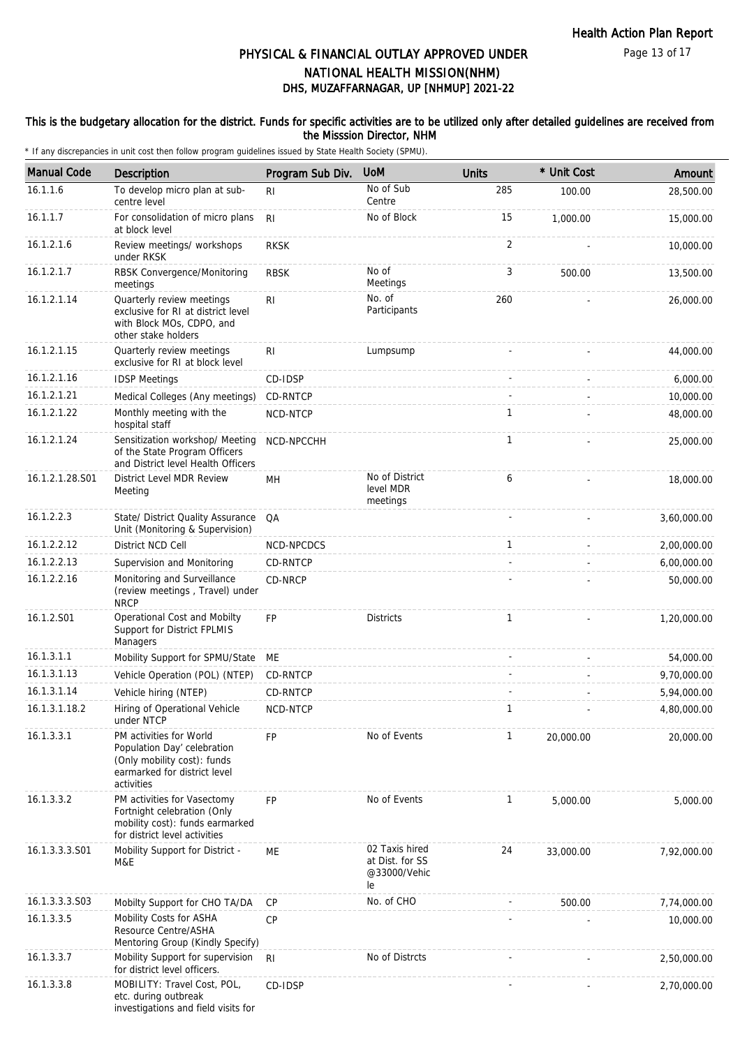# PHYSICAL & FINANCIAL OUTLAY APPROVED UNDER NATIONAL HEALTH MISSION(NHM)
## DHS, MUZAFFARNAGAR, UP [NHMUP] 2021-22

### This is the budgetary allocation for the district. Funds for specific activities are to be utilized only after detailed guidelines are received from the Misssion Director, NHM

\* If any discrepancies in unit cost then follow program guidelines issued by State Health Society (SPMU).

| Manual Code | Description | Program Sub Div. | UoM | Units | * Unit Cost | Amount |
|---|---|---|---|---|---|---|
| 16.1.1.6 | To develop micro plan at sub-centre level | RI | No of Sub Centre | 285 | 100.00 | 28,500.00 |
| 16.1.1.7 | For consolidation of micro plans at block level | RI | No of Block | 15 | 1,000.00 | 15,000.00 |
| 16.1.2.1.6 | Review meetings/ workshops under RKSK | RKSK | | 2 | - | 10,000.00 |
| 16.1.2.1.7 | RBSK Convergence/Monitoring meetings | RBSK | No of Meetings | 3 | 500.00 | 13,500.00 |
| 16.1.2.1.14 | Quarterly review meetings exclusive for RI at district level with Block MOs, CDPO, and other stake holders | RI | No. of Participants | 260 | - | 26,000.00 |
| 16.1.2.1.15 | Quarterly review meetings exclusive for RI at block level | RI | Lumpsump | - | - | 44,000.00 |
| 16.1.2.1.16 | IDSP Meetings | CD-IDSP | | - | - | 6,000.00 |
| 16.1.2.1.21 | Medical Colleges (Any meetings) | CD-RNTCP | | - | - | 10,000.00 |
| 16.1.2.1.22 | Monthly meeting with the hospital staff | NCD-NTCP | | 1 | - | 48,000.00 |
| 16.1.2.1.24 | Sensitization workshop/ Meeting of the State Program Officers and District level Health Officers | NCD-NPCCHH | | 1 | - | 25,000.00 |
| 16.1.2.1.28.S01 | District Level MDR Review Meeting | MH | No of District level MDR meetings | 6 | - | 18,000.00 |
| 16.1.2.2.3 | State/ District Quality Assurance Unit (Monitoring & Supervision) | QA | | - | - | 3,60,000.00 |
| 16.1.2.2.12 | District NCD Cell | NCD-NPCDCS | | 1 | - | 2,00,000.00 |
| 16.1.2.2.13 | Supervision and Monitoring | CD-RNTCP | | - | - | 6,00,000.00 |
| 16.1.2.2.16 | Monitoring and Surveillance (review meetings , Travel) under NRCP | CD-NRCP | | - | - | 50,000.00 |
| 16.1.2.S01 | Operational Cost and Mobilty Support for District FPLMIS Managers | FP | Districts | 1 | - | 1,20,000.00 |
| 16.1.3.1.1 | Mobility Support for SPMU/State | ME | | - | - | 54,000.00 |
| 16.1.3.1.13 | Vehicle Operation (POL) (NTEP) | CD-RNTCP | | - | - | 9,70,000.00 |
| 16.1.3.1.14 | Vehicle hiring (NTEP) | CD-RNTCP | | - | - | 5,94,000.00 |
| 16.1.3.1.18.2 | Hiring of Operational Vehicle under NTCP | NCD-NTCP | | 1 | - | 4,80,000.00 |
| 16.1.3.3.1 | PM activities for World Population Day' celebration (Only mobility cost): funds earmarked for district level activities | FP | No of Events | 1 | 20,000.00 | 20,000.00 |
| 16.1.3.3.2 | PM activities for Vasectomy Fortnight celebration (Only mobility cost): funds earmarked for district level activities | FP | No of Events | 1 | 5,000.00 | 5,000.00 |
| 16.1.3.3.3.S01 | Mobility Support for District - M&E | ME | 02 Taxis hired at Dist. for SS @33000/Vehicle | 24 | 33,000.00 | 7,92,000.00 |
| 16.1.3.3.3.S03 | Mobilty Support for CHO TA/DA | CP | No. of CHO | - | 500.00 | 7,74,000.00 |
| 16.1.3.3.5 | Mobility Costs for ASHA Resource Centre/ASHA Mentoring Group (Kindly Specify) | CP | | - | - | 10,000.00 |
| 16.1.3.3.7 | Mobility Support for supervision for district level officers. | RI | No of Distrcts | - | - | 2,50,000.00 |
| 16.1.3.3.8 | MOBILITY: Travel Cost, POL, etc. during outbreak investigations and field visits for | CD-IDSP | | - | - | 2,70,000.00 |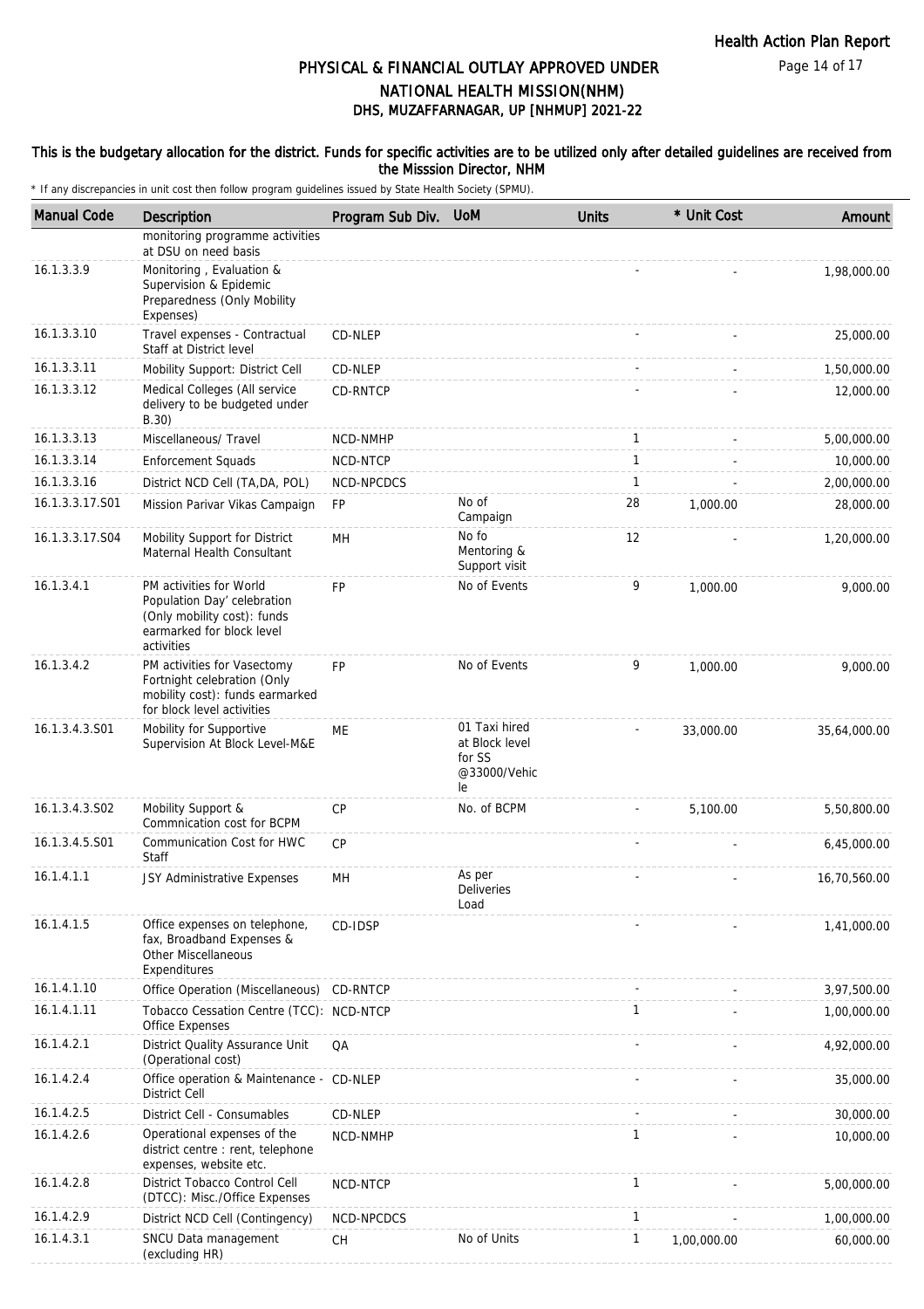# PHYSICAL & FINANCIAL OUTLAY APPROVED UNDER NATIONAL HEALTH MISSION(NHM)
## DHS, MUZAFFARNAGAR, UP [NHMUP] 2021-22

**This is the budgetary allocation for the district. Funds for specific activities are to be utilized only after detailed guidelines are received from the Misssion Director, NHM**

* If any discrepancies in unit cost then follow program guidelines issued by State Health Society (SPMU).

| Manual Code | Description | Program Sub Div. | UoM | Units | * Unit Cost | Amount |
|---|---|---|---|---|---|---|
| | monitoring programme activities at DSU on need basis | | | | | |
| 16.1.3.3.9 | Monitoring , Evaluation & Supervision & Epidemic Preparedness (Only Mobility Expenses) | | | - | - | 1,98,000.00 |
| 16.1.3.3.10 | Travel expenses - Contractual Staff at District level | CD-NLEP | | - | - | 25,000.00 |
| 16.1.3.3.11 | Mobility Support: District Cell | CD-NLEP | | - | - | 1,50,000.00 |
| 16.1.3.3.12 | Medical Colleges (All service delivery to be budgeted under B.30) | CD-RNTCP | | - | - | 12,000.00 |
| 16.1.3.3.13 | Miscellaneous/ Travel | NCD-NMHP | | 1 | - | 5,00,000.00 |
| 16.1.3.3.14 | Enforcement Squads | NCD-NTCP | | 1 | - | 10,000.00 |
| 16.1.3.3.16 | District NCD Cell (TA,DA, POL) | NCD-NPCDCS | | 1 | - | 2,00,000.00 |
| 16.1.3.3.17.S01 | Mission Parivar Vikas Campaign | FP | No of Campaign | 28 | 1,000.00 | 28,000.00 |
| 16.1.3.3.17.S04 | Mobility Support for District Maternal Health Consultant | MH | No fo Mentoring & Support visit | 12 | - | 1,20,000.00 |
| 16.1.3.4.1 | PM activities for World Population Day' celebration (Only mobility cost): funds earmarked for block level activities | FP | No of Events | 9 | 1,000.00 | 9,000.00 |
| 16.1.3.4.2 | PM activities for Vasectomy Fortnight celebration (Only mobility cost): funds earmarked for block level activities | FP | No of Events | 9 | 1,000.00 | 9,000.00 |
| 16.1.3.4.3.S01 | Mobility for Supportive Supervision At Block Level-M&E | ME | 01 Taxi hired at Block level for SS @33000/Vehicle | - | 33,000.00 | 35,64,000.00 |
| 16.1.3.4.3.S02 | Mobility Support & Commnication cost for BCPM | CP | No. of BCPM | - | 5,100.00 | 5,50,800.00 |
| 16.1.3.4.5.S01 | Communication Cost for HWC Staff | CP | | - | - | 6,45,000.00 |
| 16.1.4.1.1 | JSY Administrative Expenses | MH | As per Deliveries Load | - | - | 16,70,560.00 |
| 16.1.4.1.5 | Office expenses on telephone, fax, Broadband Expenses & Other Miscellaneous Expenditures | CD-IDSP | | - | - | 1,41,000.00 |
| 16.1.4.1.10 | Office Operation (Miscellaneous) | CD-RNTCP | | - | - | 3,97,500.00 |
| 16.1.4.1.11 | Tobacco Cessation Centre (TCC): Office Expenses | NCD-NTCP | | 1 | - | 1,00,000.00 |
| 16.1.4.2.1 | District Quality Assurance Unit (Operational cost) | QA | | - | - | 4,92,000.00 |
| 16.1.4.2.4 | Office operation & Maintenance - District Cell | CD-NLEP | | - | - | 35,000.00 |
| 16.1.4.2.5 | District Cell - Consumables | CD-NLEP | | - | - | 30,000.00 |
| 16.1.4.2.6 | Operational expenses of the district centre : rent, telephone expenses, website etc. | NCD-NMHP | | 1 | - | 10,000.00 |
| 16.1.4.2.8 | District Tobacco Control Cell (DTCC): Misc./Office Expenses | NCD-NTCP | | 1 | - | 5,00,000.00 |
| 16.1.4.2.9 | District NCD Cell (Contingency) | NCD-NPCDCS | | 1 | - | 1,00,000.00 |
| 16.1.4.3.1 | SNCU Data management (excluding HR) | CH | No of Units | 1 | 1,00,000.00 | 60,000.00 |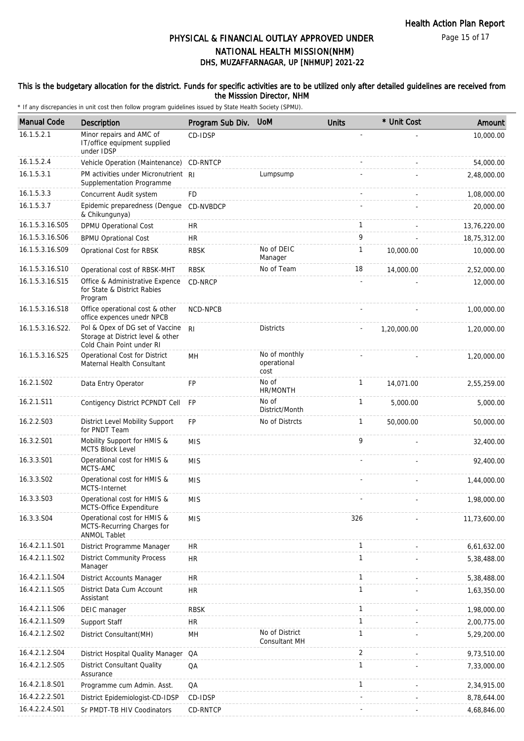# PHYSICAL & FINANCIAL OUTLAY APPROVED UNDER NATIONAL HEALTH MISSION(NHM)
## DHS, MUZAFFARNAGAR, UP [NHMUP] 2021-22

**This is the budgetary allocation for the district. Funds for specific activities are to be utilized only after detailed guidelines are received from the Misssion Director, NHM**

\* If any discrepancies in unit cost then follow program guidelines issued by State Health Society (SPMU).

| Manual Code | Description | Program Sub Div. | UoM | Units | * Unit Cost | Amount |
|---|---|---|---|---|---|---|
| 16.1.5.2.1 | Minor repairs and AMC of IT/office equipment supplied under IDSP | CD-IDSP | | - | - | 10,000.00 |
| 16.1.5.2.4 | Vehicle Operation (Maintenance) | CD-RNTCP | | - | - | 54,000.00 |
| 16.1.5.3.1 | PM activities under Micronutrient Supplementation Programme | RI | Lumpsump | - | - | 2,48,000.00 |
| 16.1.5.3.3 | Concurrent Audit system | FD | | - | - | 1,08,000.00 |
| 16.1.5.3.7 | Epidemic preparedness (Dengue & Chikungunya) | CD-NVBDCP | | - | - | 20,000.00 |
| 16.1.5.3.16.S05 | DPMU Operational Cost | HR | | 1 | - | 13,76,220.00 |
| 16.1.5.3.16.S06 | BPMU Oprational Cost | HR | | 9 | - | 18,75,312.00 |
| 16.1.5.3.16.S09 | Oprational Cost for RBSK | RBSK | No of DEIC Manager | 1 | 10,000.00 | 10,000.00 |
| 16.1.5.3.16.S10 | Operational cost of RBSK-MHT | RBSK | No of Team | 18 | 14,000.00 | 2,52,000.00 |
| 16.1.5.3.16.S15 | Office & Administrative Expence for State & District Rabies Program | CD-NRCP | | - | - | 12,000.00 |
| 16.1.5.3.16.S18 | Office operational cost & other office expences unedr NPCB | NCD-NPCB | | - | - | 1,00,000.00 |
| 16.1.5.3.16.S22. | Pol & Opex of DG set of Vaccine Storage at District level & other Cold Chain Point under RI | RI | Districts | - | 1,20,000.00 | 1,20,000.00 |
| 16.1.5.3.16.S25 | Operational Cost for District Maternal Health Consultant | MH | No of monthly operational cost | - | - | 1,20,000.00 |
| 16.2.1.S02 | Data Entry Operator | FP | No of HR/MONTH | 1 | 14,071.00 | 2,55,259.00 |
| 16.2.1.S11 | Contigency District PCPNDT Cell | FP | No of District/Month | 1 | 5,000.00 | 5,000.00 |
| 16.2.2.S03 | District Level Mobility Support for PNDT Team | FP | No of Distrcts | 1 | 50,000.00 | 50,000.00 |
| 16.3.2.S01 | Mobility Support for HMIS & MCTS Block Level | MIS | | 9 | - | 32,400.00 |
| 16.3.3.S01 | Operational cost for HMIS & MCTS-AMC | MIS | | - | - | 92,400.00 |
| 16.3.3.S02 | Operational cost for HMIS & MCTS-Internet | MIS | | - | - | 1,44,000.00 |
| 16.3.3.S03 | Operational cost for HMIS & MCTS-Office Expenditure | MIS | | - | - | 1,98,000.00 |
| 16.3.3.S04 | Operational cost for HMIS & MCTS-Recurring Charges for ANMOL Tablet | MIS | | 326 | - | 11,73,600.00 |
| 16.4.2.1.1.S01 | District Programme Manager | HR | | 1 | - | 6,61,632.00 |
| 16.4.2.1.1.S02 | District Community Process Manager | HR | | 1 | - | 5,38,488.00 |
| 16.4.2.1.1.S04 | District Accounts Manager | HR | | 1 | - | 5,38,488.00 |
| 16.4.2.1.1.S05 | District Data Cum Account Assistant | HR | | 1 | - | 1,63,350.00 |
| 16.4.2.1.1.S06 | DEIC manager | RBSK | | 1 | - | 1,98,000.00 |
| 16.4.2.1.1.S09 | Support Staff | HR | | 1 | - | 2,00,775.00 |
| 16.4.2.1.2.S02 | District Consultant(MH) | MH | No of District Consultant MH | 1 | - | 5,29,200.00 |
| 16.4.2.1.2.S04 | District Hospital Quality Manager | QA | | 2 | - | 9,73,510.00 |
| 16.4.2.1.2.S05 | District Consultant Quality Assurance | QA | | 1 | - | 7,33,000.00 |
| 16.4.2.1.8.S01 | Programme cum Admin. Asst. | QA | | 1 | - | 2,34,915.00 |
| 16.4.2.2.2.S01 | District Epidemiologist-CD-IDSP | CD-IDSP | | - | - | 8,78,644.00 |
| 16.4.2.2.4.S01 | Sr PMDT-TB HIV Coodinators | CD-RNTCP | | - | - | 4,68,846.00 |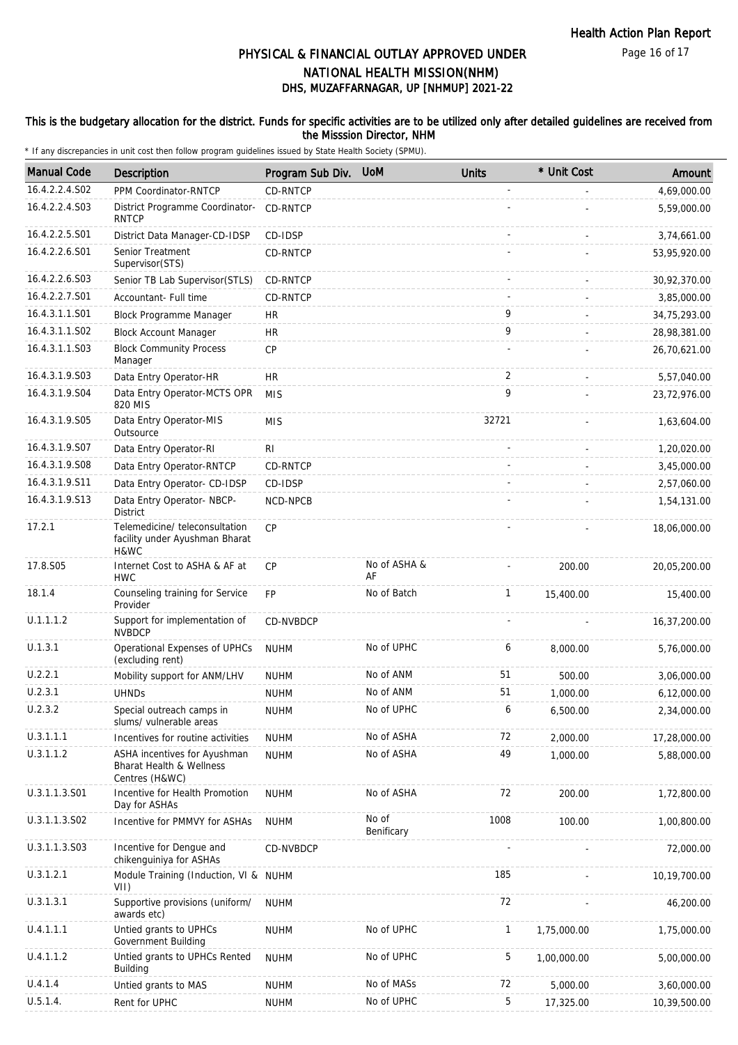# PHYSICAL & FINANCIAL OUTLAY APPROVED UNDER NATIONAL HEALTH MISSION(NHM)
## DHS, MUZAFFARNAGAR, UP [NHMUP] 2021-22

### This is the budgetary allocation for the district. Funds for specific activities are to be utilized only after detailed guidelines are received from the Misssion Director, NHM

* If any discrepancies in unit cost then follow program guidelines issued by State Health Society (SPMU).

| Manual Code | Description | Program Sub Div. | UoM | Units | * Unit Cost | Amount |
|---|---|---|---|---|---|---|
| 16.4.2.2.4.S02 | PPM Coordinator-RNTCP | CD-RNTCP | | - | - | 4,69,000.00 |
| 16.4.2.2.4.S03 | District Programme Coordinator-RNTCP | CD-RNTCP | | - | - | 5,59,000.00 |
| 16.4.2.2.5.S01 | District Data Manager-CD-IDSP | CD-IDSP | | - | - | 3,74,661.00 |
| 16.4.2.2.6.S01 | Senior Treatment Supervisor(STS) | CD-RNTCP | | - | - | 53,95,920.00 |
| 16.4.2.2.6.S03 | Senior TB Lab Supervisor(STLS) | CD-RNTCP | | - | - | 30,92,370.00 |
| 16.4.2.2.7.S01 | Accountant- Full time | CD-RNTCP | | - | - | 3,85,000.00 |
| 16.4.3.1.1.S01 | Block Programme Manager | HR | | 9 | - | 34,75,293.00 |
| 16.4.3.1.1.S02 | Block Account Manager | HR | | 9 | - | 28,98,381.00 |
| 16.4.3.1.1.S03 | Block Community Process Manager | CP | | - | - | 26,70,621.00 |
| 16.4.3.1.9.S03 | Data Entry Operator-HR | HR | | 2 | - | 5,57,040.00 |
| 16.4.3.1.9.S04 | Data Entry Operator-MCTS OPR 820 MIS | MIS | | 9 | - | 23,72,976.00 |
| 16.4.3.1.9.S05 | Data Entry Operator-MIS Outsource | MIS | | 32721 | - | 1,63,604.00 |
| 16.4.3.1.9.S07 | Data Entry Operator-RI | RI | | - | - | 1,20,020.00 |
| 16.4.3.1.9.S08 | Data Entry Operator-RNTCP | CD-RNTCP | | - | - | 3,45,000.00 |
| 16.4.3.1.9.S11 | Data Entry Operator- CD-IDSP | CD-IDSP | | - | - | 2,57,060.00 |
| 16.4.3.1.9.S13 | Data Entry Operator- NBCP-District | NCD-NPCB | | - | - | 1,54,131.00 |
| 17.2.1 | Telemedicine/ teleconsultation facility under Ayushman Bharat H&WC | CP | | - | - | 18,06,000.00 |
| 17.8.S05 | Internet Cost to ASHA & AF at HWC | CP | No of ASHA & AF | - | 200.00 | 20,05,200.00 |
| 18.1.4 | Counseling training for Service Provider | FP | No of Batch | 1 | 15,400.00 | 15,400.00 |
| U.1.1.1.2 | Support for implementation of NVBDCP | CD-NVBDCP | | - | - | 16,37,200.00 |
| U.1.3.1 | Operational Expenses of UPHCs (excluding rent) | NUHM | No of UPHC | 6 | 8,000.00 | 5,76,000.00 |
| U.2.2.1 | Mobility support for ANM/LHV | NUHM | No of ANM | 51 | 500.00 | 3,06,000.00 |
| U.2.3.1 | UHNDs | NUHM | No of ANM | 51 | 1,000.00 | 6,12,000.00 |
| U.2.3.2 | Special outreach camps in slums/ vulnerable areas | NUHM | No of UPHC | 6 | 6,500.00 | 2,34,000.00 |
| U.3.1.1.1 | Incentives for routine activities | NUHM | No of ASHA | 72 | 2,000.00 | 17,28,000.00 |
| U.3.1.1.2 | ASHA incentives for Ayushman Bharat Health & Wellness Centres (H&WC) | NUHM | No of ASHA | 49 | 1,000.00 | 5,88,000.00 |
| U.3.1.1.3.S01 | Incentive for Health Promotion Day for ASHAs | NUHM | No of ASHA | 72 | 200.00 | 1,72,800.00 |
| U.3.1.1.3.S02 | Incentive for PMMVY for ASHAs | NUHM | No of Benificary | 1008 | 100.00 | 1,00,800.00 |
| U.3.1.1.3.S03 | Incentive for Dengue and chikenguiniya for ASHAs | CD-NVBDCP | | - | - | 72,000.00 |
| U.3.1.2.1 | Module Training (Induction, VI & VII) | NUHM | | 185 | - | 10,19,700.00 |
| U.3.1.3.1 | Supportive provisions (uniform/ awards etc) | NUHM | | 72 | - | 46,200.00 |
| U.4.1.1.1 | Untied grants to UPHCs Government Building | NUHM | No of UPHC | 1 | 1,75,000.00 | 1,75,000.00 |
| U.4.1.1.2 | Untied grants to UPHCs Rented Building | NUHM | No of UPHC | 5 | 1,00,000.00 | 5,00,000.00 |
| U.4.1.4 | Untied grants to MAS | NUHM | No of MASs | 72 | 5,000.00 | 3,60,000.00 |
| U.5.1.4. | Rent for UPHC | NUHM | No of UPHC | 5 | 17,325.00 | 10,39,500.00 |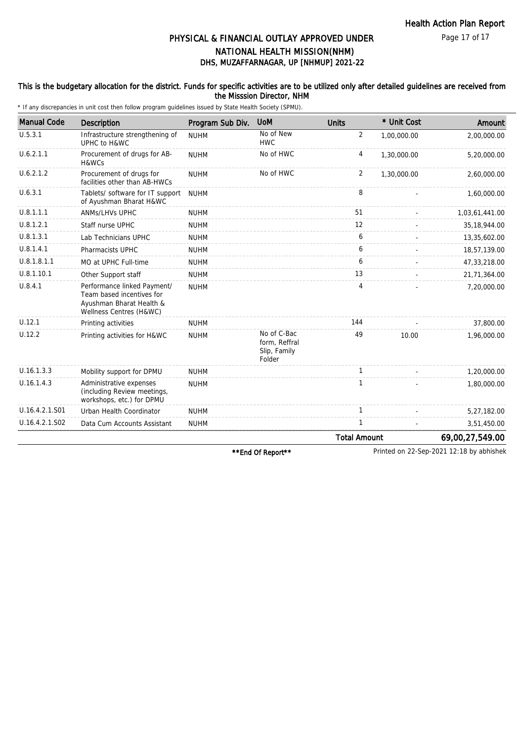# PHYSICAL & FINANCIAL OUTLAY APPROVED UNDER NATIONAL HEALTH MISSION(NHM)

## DHS, MUZAFFARNAGAR, UP [NHMUP] 2021-22

**This is the budgetary allocation for the district. Funds for specific activities are to be utilized only after detailed guidelines are received from the Misssion Director, NHM**

* If any discrepancies in unit cost then follow program guidelines issued by State Health Society (SPMU).

| Manual Code | Description | Program Sub Div. | UoM | Units | * Unit Cost | Amount |
|---|---|---|---|---|---|---|
| U.5.3.1 | Infrastructure strengthening of UPHC to H&WC | NUHM | No of New HWC | 2 | 1,00,000.00 | 2,00,000.00 |
| U.6.2.1.1 | Procurement of drugs for AB-H&WCs | NUHM | No of HWC | 4 | 1,30,000.00 | 5,20,000.00 |
| U.6.2.1.2 | Procurement of drugs for facilities other than AB-HWCs | NUHM | No of HWC | 2 | 1,30,000.00 | 2,60,000.00 |
| U.6.3.1 | Tablets/ software for IT support of Ayushman Bharat H&WC | NUHM | | 8 | - | 1,60,000.00 |
| U.8.1.1.1 | ANMs/LHVs UPHC | NUHM | | 51 | - | 1,03,61,441.00 |
| U.8.1.2.1 | Staff nurse UPHC | NUHM | | 12 | - | 35,18,944.00 |
| U.8.1.3.1 | Lab Technicians UPHC | NUHM | | 6 | - | 13,35,602.00 |
| U.8.1.4.1 | Pharmacists UPHC | NUHM | | 6 | - | 18,57,139.00 |
| U.8.1.8.1.1 | MO at UPHC Full-time | NUHM | | 6 | - | 47,33,218.00 |
| U.8.1.10.1 | Other Support staff | NUHM | | 13 | - | 21,71,364.00 |
| U.8.4.1 | Performance linked Payment/ Team based incentives for Ayushman Bharat Health & Wellness Centres (H&WC) | NUHM | | 4 | - | 7,20,000.00 |
| U.12.1 | Printing activities | NUHM | | 144 | - | 37,800.00 |
| U.12.2 | Printing activities for H&WC | NUHM | No of C-Bac form, Reffral Slip, Family Folder | 49 | 10.00 | 1,96,000.00 |
| U.16.1.3.3 | Mobility support for DPMU | NUHM | | 1 | - | 1,20,000.00 |
| U.16.1.4.3 | Administrative expenses (including Review meetings, workshops, etc.) for DPMU | NUHM | | 1 | - | 1,80,000.00 |
| U.16.4.2.1.S01 | Urban Health Coordinator | NUHM | | 1 | - | 5,27,182.00 |
| U.16.4.2.1.S02 | Data Cum Accounts Assistant | NUHM | | 1 | - | 3,51,450.00 |
| | | | | **Total Amount** | | **69,00,27,549.00** |

**End Of Report**

Printed on 22-Sep-2021 12:18 by abhishek